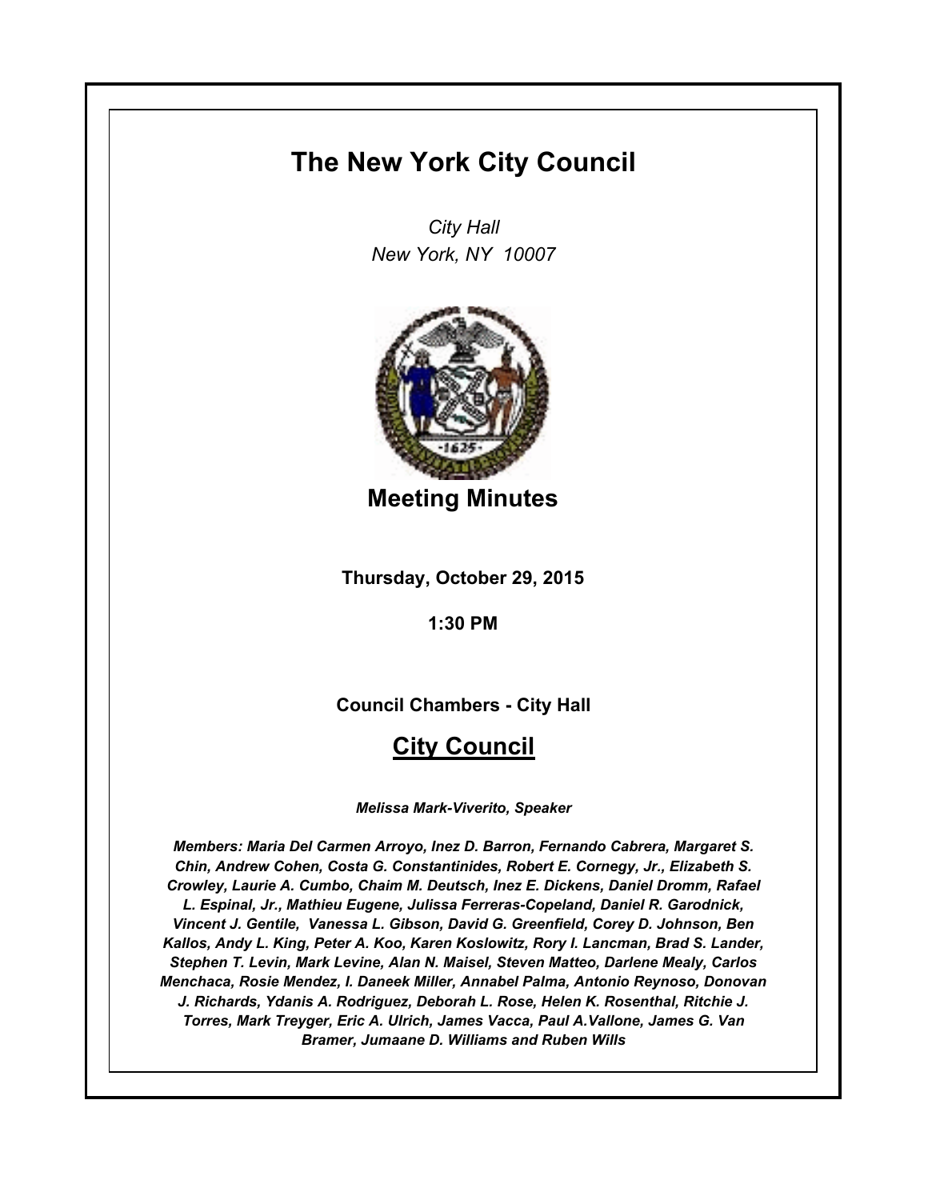# The New York City Council

*City Hall*
*New York, NY 10007*

## Meeting Minutes

**Thursday, October 29, 2015**

**1:30 PM**

**Council Chambers - City Hall**

## City Council

***Melissa Mark-Viverito, Speaker***

***Members: Maria Del Carmen Arroyo, Inez D. Barron, Fernando Cabrera, Margaret S. Chin, Andrew Cohen, Costa G. Constantinides, Robert E. Cornegy, Jr., Elizabeth S. Crowley, Laurie A. Cumbo, Chaim M. Deutsch, Inez E. Dickens, Daniel Dromm, Rafael L. Espinal, Jr., Mathieu Eugene, Julissa Ferreras-Copeland, Daniel R. Garodnick, Vincent J. Gentile, Vanessa L. Gibson, David G. Greenfield, Corey D. Johnson, Ben Kallos, Andy L. King, Peter A. Koo, Karen Koslowitz, Rory I. Lancman, Brad S. Lander, Stephen T. Levin, Mark Levine, Alan N. Maisel, Steven Matteo, Darlene Mealy, Carlos Menchaca, Rosie Mendez, I. Daneek Miller, Annabel Palma, Antonio Reynoso, Donovan J. Richards, Ydanis A. Rodriguez, Deborah L. Rose, Helen K. Rosenthal, Ritchie J. Torres, Mark Treyger, Eric A. Ulrich, James Vacca, Paul A.Vallone, James G. Van Bramer, Jumaane D. Williams and Ruben Wills***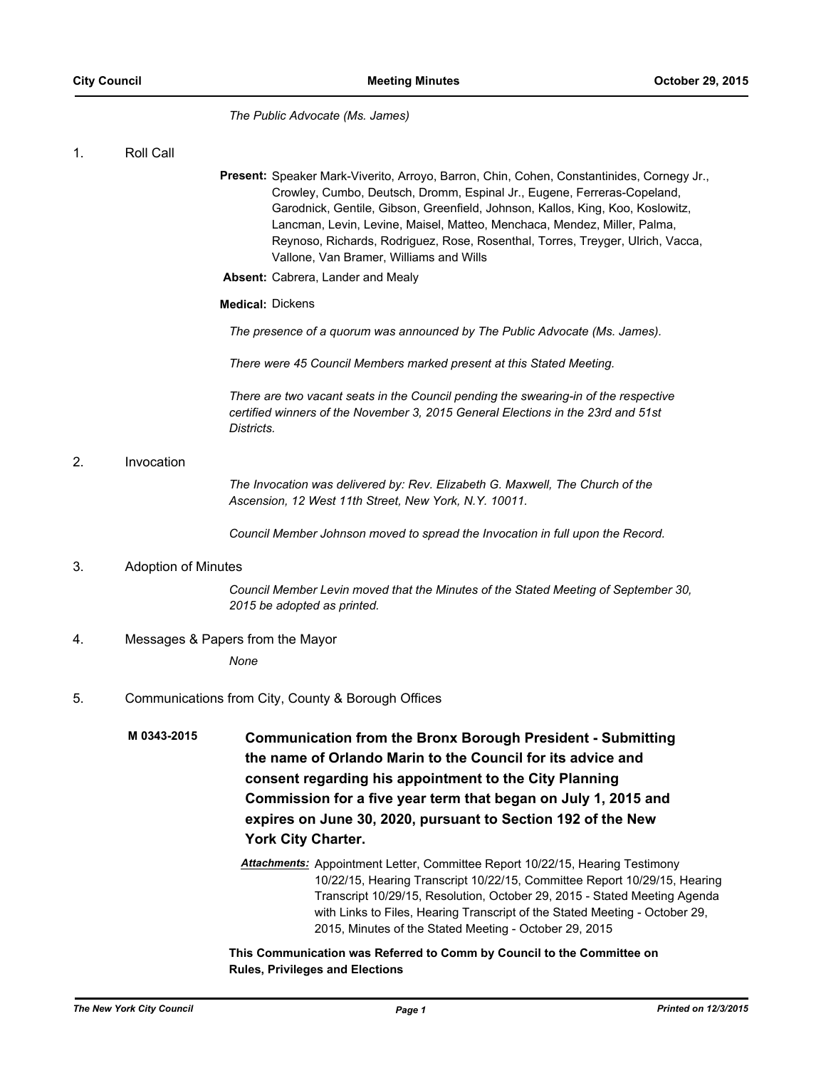*The Public Advocate (Ms. James)*

## 1. Roll Call

**Present:** Speaker Mark-Viverito, Arroyo, Barron, Chin, Cohen, Constantinides, Cornegy Jr., Crowley, Cumbo, Deutsch, Dromm, Espinal Jr., Eugene, Ferreras-Copeland, Garodnick, Gentile, Gibson, Greenfield, Johnson, Kallos, King, Koo, Koslowitz, Lancman, Levin, Levine, Maisel, Matteo, Menchaca, Mendez, Miller, Palma, Reynoso, Richards, Rodriguez, Rose, Rosenthal, Torres, Treyger, Ulrich, Vacca, Vallone, Van Bramer, Williams and Wills

**Absent:** Cabrera, Lander and Mealy

**Medical:** Dickens

*The presence of a quorum was announced by The Public Advocate (Ms. James).*

*There were 45 Council Members marked present at this Stated Meeting.*

*There are two vacant seats in the Council pending the swearing-in of the respective certified winners of the November 3, 2015 General Elections in the 23rd and 51st Districts.*

## 2. Invocation

*The Invocation was delivered by: Rev. Elizabeth G. Maxwell, The Church of the Ascension, 12 West 11th Street, New York, N.Y. 10011.*

*Council Member Johnson moved to spread the Invocation in full upon the Record.*

## 3. Adoption of Minutes

*Council Member Levin moved that the Minutes of the Stated Meeting of September 30, 2015 be adopted as printed.*

## 4. Messages & Papers from the Mayor

*None*

## 5. Communications from City, County & Borough Offices

**M 0343-2015** **Communication from the Bronx Borough President - Submitting the name of Orlando Marin to the Council for its advice and consent regarding his appointment to the City Planning Commission for a five year term that began on July 1, 2015 and expires on June 30, 2020, pursuant to Section 192 of the New York City Charter.**

***Attachments:*** Appointment Letter, Committee Report 10/22/15, Hearing Testimony 10/22/15, Hearing Transcript 10/22/15, Committee Report 10/29/15, Hearing Transcript 10/29/15, Resolution, October 29, 2015 - Stated Meeting Agenda with Links to Files, Hearing Transcript of the Stated Meeting - October 29, 2015, Minutes of the Stated Meeting - October 29, 2015

**This Communication was Referred to Comm by Council to the Committee on Rules, Privileges and Elections**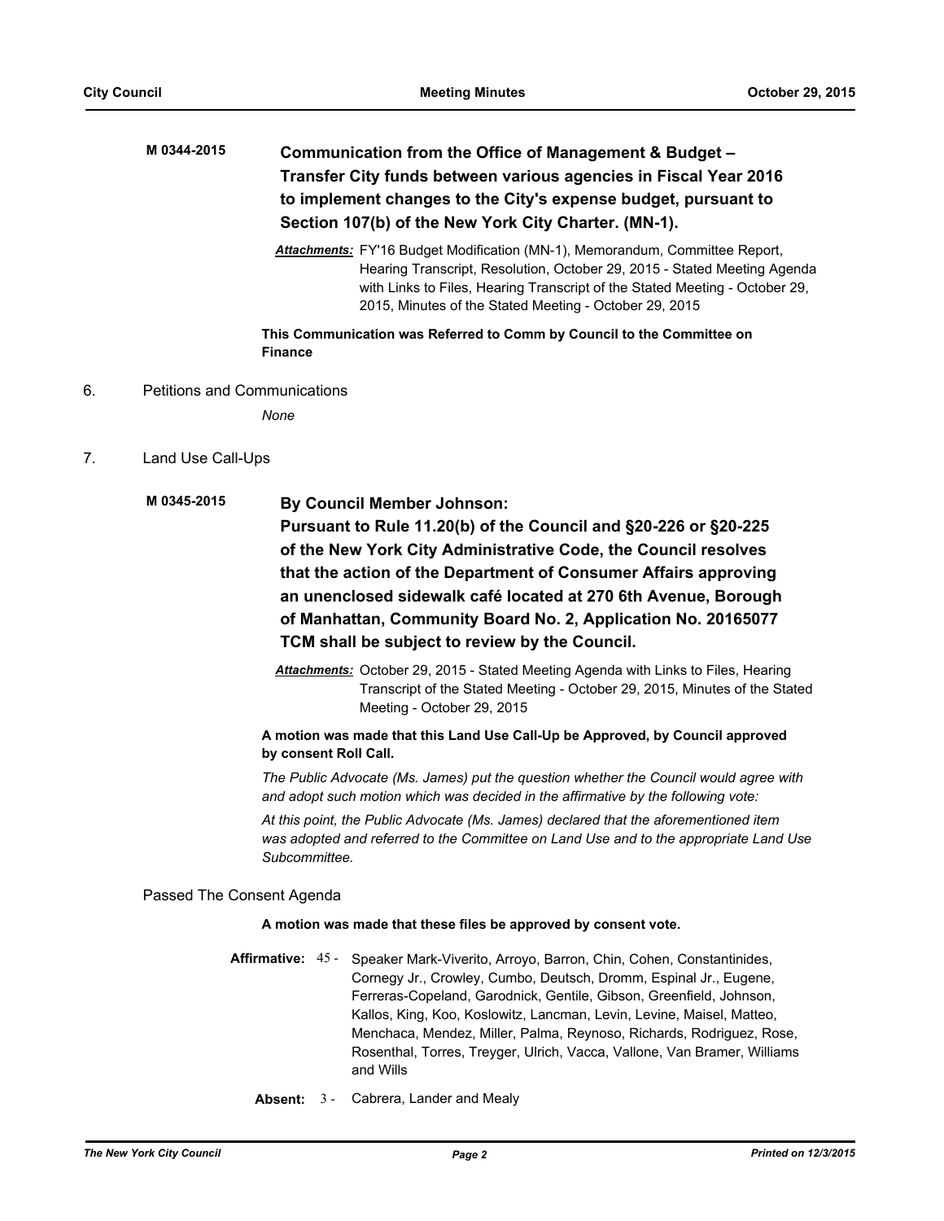**M 0344-2015** **Communication from the Office of Management & Budget – Transfer City funds between various agencies in Fiscal Year 2016 to implement changes to the City's expense budget, pursuant to Section 107(b) of the New York City Charter. (MN-1).**

***Attachments:*** FY'16 Budget Modification (MN-1), Memorandum, Committee Report, Hearing Transcript, Resolution, October 29, 2015 - Stated Meeting Agenda with Links to Files, Hearing Transcript of the Stated Meeting - October 29, 2015, Minutes of the Stated Meeting - October 29, 2015

**This Communication was Referred to Comm by Council to the Committee on Finance**

6. Petitions and Communications

*None*

7. Land Use Call-Ups

**M 0345-2015** **By Council Member Johnson:**
**Pursuant to Rule 11.20(b) of the Council and §20-226 or §20-225 of the New York City Administrative Code, the Council resolves that the action of the Department of Consumer Affairs approving an unenclosed sidewalk café located at 270 6th Avenue, Borough of Manhattan, Community Board No. 2, Application No. 20165077 TCM shall be subject to review by the Council.**

***Attachments:*** October 29, 2015 - Stated Meeting Agenda with Links to Files, Hearing Transcript of the Stated Meeting - October 29, 2015, Minutes of the Stated Meeting - October 29, 2015

**A motion was made that this Land Use Call-Up be Approved, by Council approved by consent Roll Call.**

*The Public Advocate (Ms. James) put the question whether the Council would agree with and adopt such motion which was decided in the affirmative by the following vote:*

*At this point, the Public Advocate (Ms. James) declared that the aforementioned item was adopted and referred to the Committee on Land Use and to the appropriate Land Use Subcommittee.*

Passed The Consent Agenda

**A motion was made that these files be approved by consent vote.**

**Affirmative:** 45 - Speaker Mark-Viverito, Arroyo, Barron, Chin, Cohen, Constantinides, Cornegy Jr., Crowley, Cumbo, Deutsch, Dromm, Espinal Jr., Eugene, Ferreras-Copeland, Garodnick, Gentile, Gibson, Greenfield, Johnson, Kallos, King, Koo, Koslowitz, Lancman, Levin, Levine, Maisel, Matteo, Menchaca, Mendez, Miller, Palma, Reynoso, Richards, Rodriguez, Rose, Rosenthal, Torres, Treyger, Ulrich, Vacca, Vallone, Van Bramer, Williams and Wills

**Absent:** 3 - Cabrera, Lander and Mealy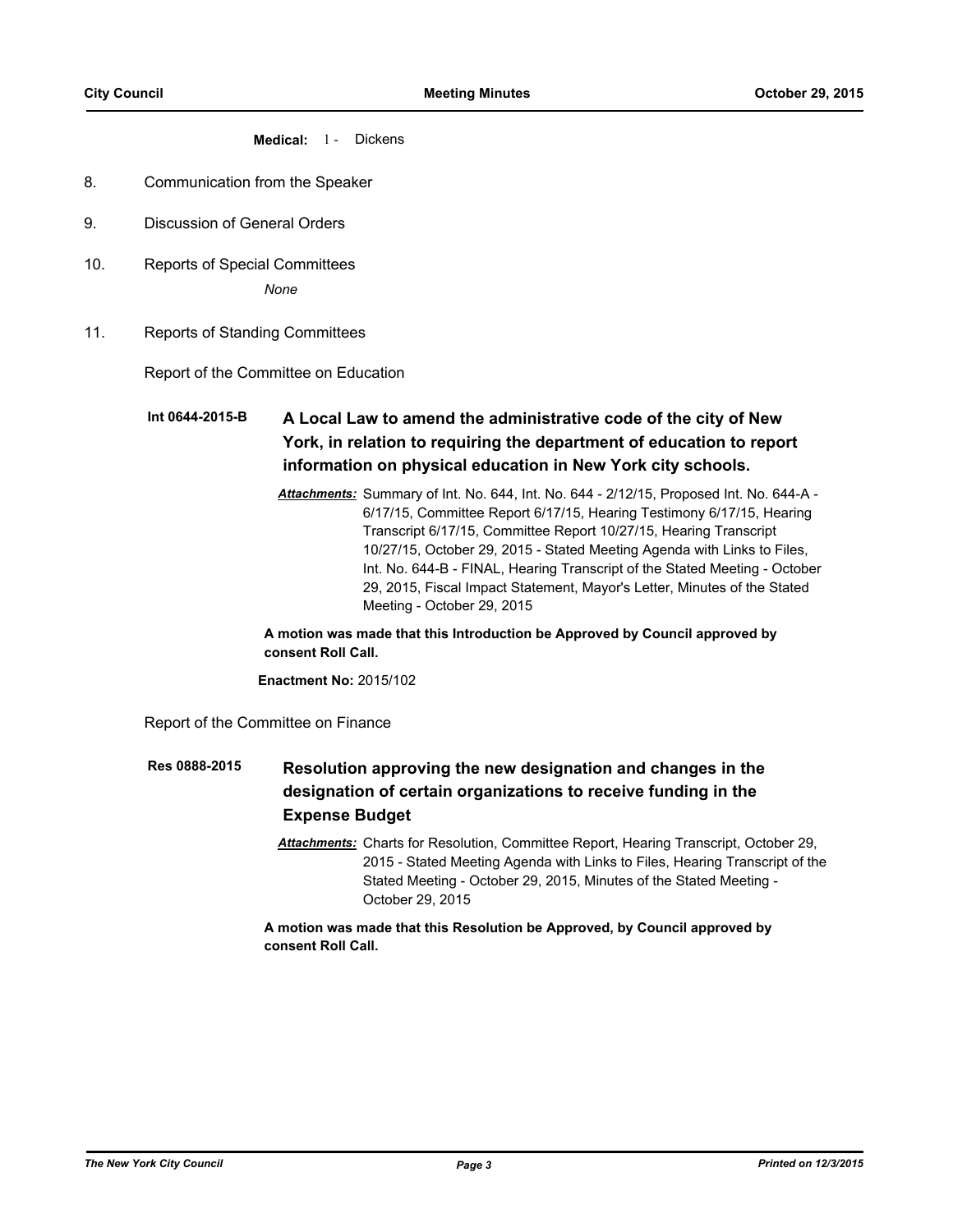**Medical:** 1 - Dickens

8. Communication from the Speaker

9. Discussion of General Orders

10. Reports of Special Committees

    *None*

11. Reports of Standing Committees

Report of the Committee on Education

**Int 0644-2015-B** **A Local Law to amend the administrative code of the city of New York, in relation to requiring the department of education to report information on physical education in New York city schools.**

***Attachments:*** Summary of Int. No. 644, Int. No. 644 - 2/12/15, Proposed Int. No. 644-A - 6/17/15, Committee Report 6/17/15, Hearing Testimony 6/17/15, Hearing Transcript 6/17/15, Committee Report 10/27/15, Hearing Transcript 10/27/15, October 29, 2015 - Stated Meeting Agenda with Links to Files, Int. No. 644-B - FINAL, Hearing Transcript of the Stated Meeting - October 29, 2015, Fiscal Impact Statement, Mayor's Letter, Minutes of the Stated Meeting - October 29, 2015

**A motion was made that this Introduction be Approved by Council approved by consent Roll Call.**

**Enactment No:** 2015/102

Report of the Committee on Finance

**Res 0888-2015** **Resolution approving the new designation and changes in the designation of certain organizations to receive funding in the Expense Budget**

***Attachments:*** Charts for Resolution, Committee Report, Hearing Transcript, October 29, 2015 - Stated Meeting Agenda with Links to Files, Hearing Transcript of the Stated Meeting - October 29, 2015, Minutes of the Stated Meeting - October 29, 2015

**A motion was made that this Resolution be Approved, by Council approved by consent Roll Call.**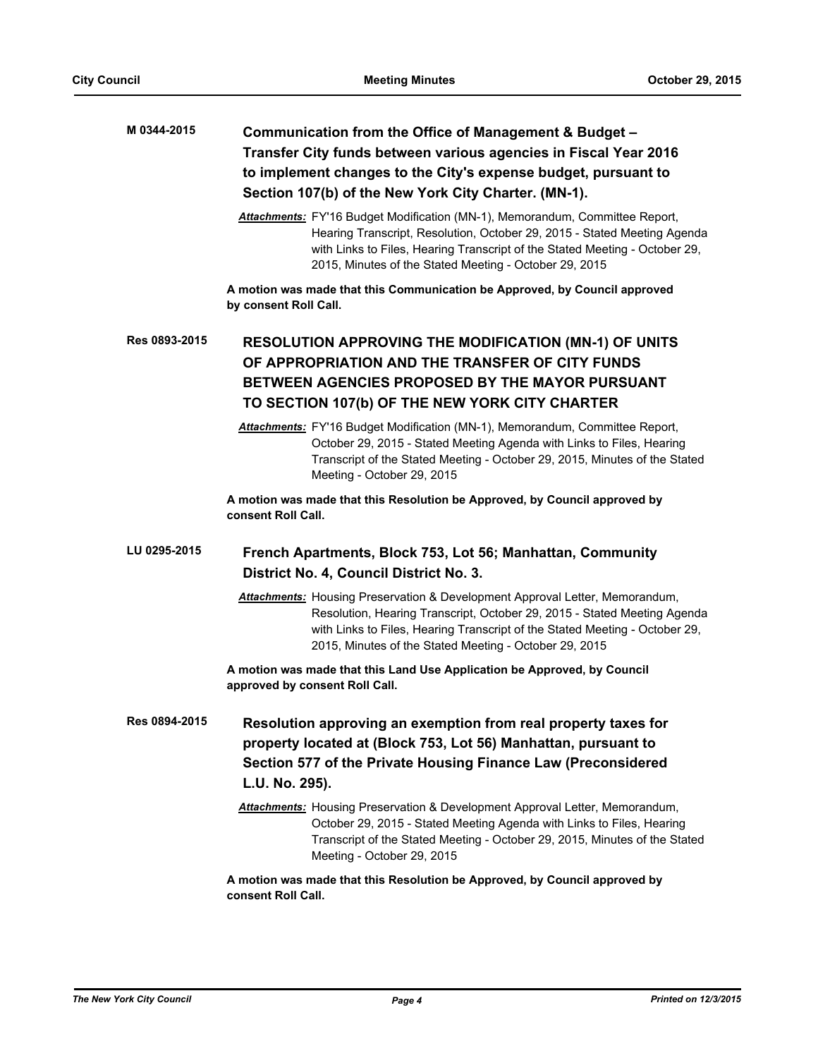**M 0344-2015** **Communication from the Office of Management & Budget – Transfer City funds between various agencies in Fiscal Year 2016 to implement changes to the City's expense budget, pursuant to Section 107(b) of the New York City Charter. (MN-1).**

***Attachments:*** FY'16 Budget Modification (MN-1), Memorandum, Committee Report, Hearing Transcript, Resolution, October 29, 2015 - Stated Meeting Agenda with Links to Files, Hearing Transcript of the Stated Meeting - October 29, 2015, Minutes of the Stated Meeting - October 29, 2015

**A motion was made that this Communication be Approved, by Council approved by consent Roll Call.**

**Res 0893-2015** **RESOLUTION APPROVING THE MODIFICATION (MN-1) OF UNITS OF APPROPRIATION AND THE TRANSFER OF CITY FUNDS BETWEEN AGENCIES PROPOSED BY THE MAYOR PURSUANT TO SECTION 107(b) OF THE NEW YORK CITY CHARTER**

***Attachments:*** FY'16 Budget Modification (MN-1), Memorandum, Committee Report, October 29, 2015 - Stated Meeting Agenda with Links to Files, Hearing Transcript of the Stated Meeting - October 29, 2015, Minutes of the Stated Meeting - October 29, 2015

**A motion was made that this Resolution be Approved, by Council approved by consent Roll Call.**

**LU 0295-2015** **French Apartments, Block 753, Lot 56; Manhattan, Community District No. 4, Council District No. 3.**

***Attachments:*** Housing Preservation & Development Approval Letter, Memorandum, Resolution, Hearing Transcript, October 29, 2015 - Stated Meeting Agenda with Links to Files, Hearing Transcript of the Stated Meeting - October 29, 2015, Minutes of the Stated Meeting - October 29, 2015

**A motion was made that this Land Use Application be Approved, by Council approved by consent Roll Call.**

**Res 0894-2015** **Resolution approving an exemption from real property taxes for property located at (Block 753, Lot 56) Manhattan, pursuant to Section 577 of the Private Housing Finance Law (Preconsidered L.U. No. 295).**

***Attachments:*** Housing Preservation & Development Approval Letter, Memorandum, October 29, 2015 - Stated Meeting Agenda with Links to Files, Hearing Transcript of the Stated Meeting - October 29, 2015, Minutes of the Stated Meeting - October 29, 2015

**A motion was made that this Resolution be Approved, by Council approved by consent Roll Call.**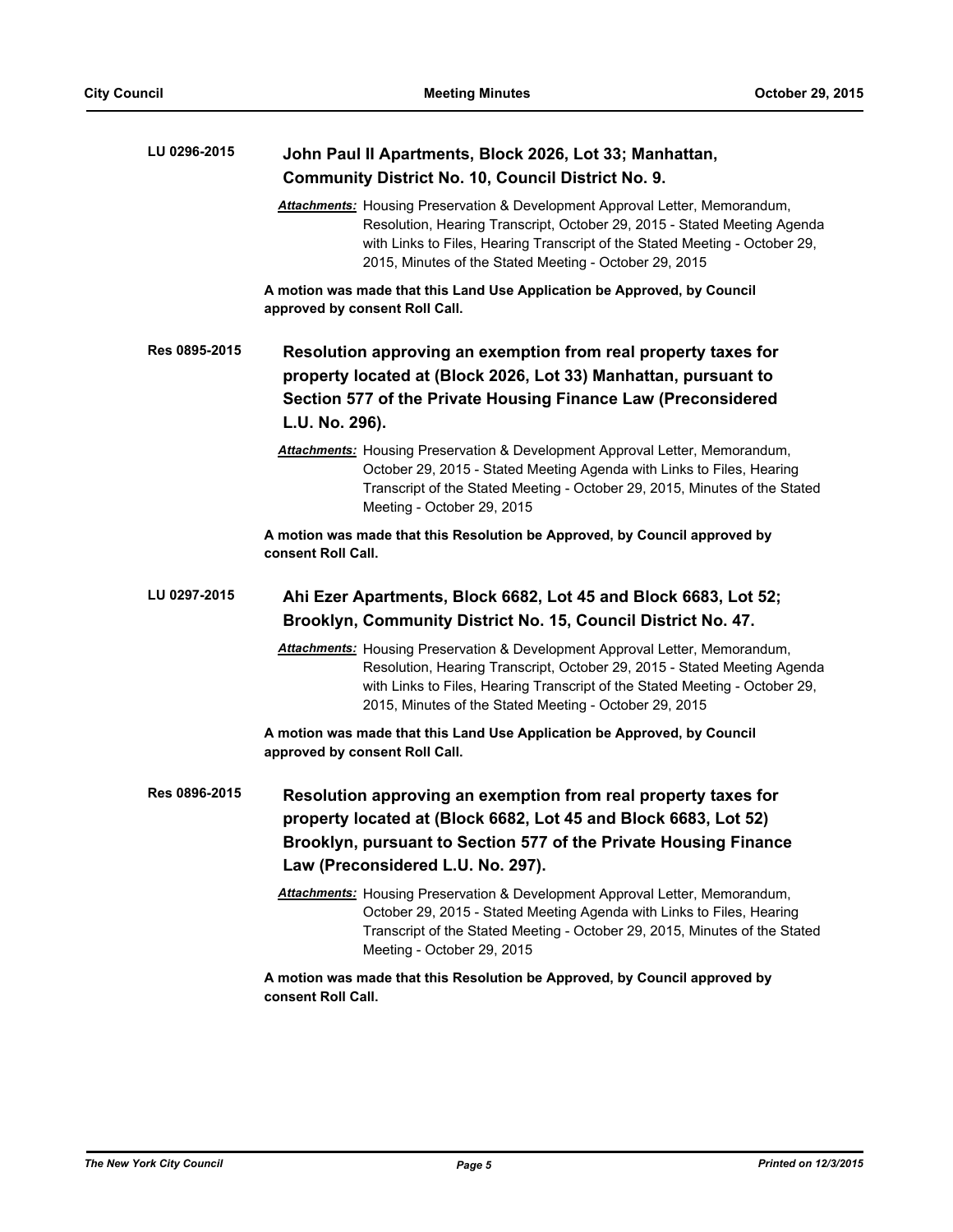**LU 0296-2015** **John Paul II Apartments, Block 2026, Lot 33; Manhattan, Community District No. 10, Council District No. 9.**

***Attachments:*** Housing Preservation & Development Approval Letter, Memorandum, Resolution, Hearing Transcript, October 29, 2015 - Stated Meeting Agenda with Links to Files, Hearing Transcript of the Stated Meeting - October 29, 2015, Minutes of the Stated Meeting - October 29, 2015

**A motion was made that this Land Use Application be Approved, by Council approved by consent Roll Call.**

**Res 0895-2015** **Resolution approving an exemption from real property taxes for property located at (Block 2026, Lot 33) Manhattan, pursuant to Section 577 of the Private Housing Finance Law (Preconsidered L.U. No. 296).**

***Attachments:*** Housing Preservation & Development Approval Letter, Memorandum, October 29, 2015 - Stated Meeting Agenda with Links to Files, Hearing Transcript of the Stated Meeting - October 29, 2015, Minutes of the Stated Meeting - October 29, 2015

**A motion was made that this Resolution be Approved, by Council approved by consent Roll Call.**

**LU 0297-2015** **Ahi Ezer Apartments, Block 6682, Lot 45 and Block 6683, Lot 52; Brooklyn, Community District No. 15, Council District No. 47.**

***Attachments:*** Housing Preservation & Development Approval Letter, Memorandum, Resolution, Hearing Transcript, October 29, 2015 - Stated Meeting Agenda with Links to Files, Hearing Transcript of the Stated Meeting - October 29, 2015, Minutes of the Stated Meeting - October 29, 2015

**A motion was made that this Land Use Application be Approved, by Council approved by consent Roll Call.**

**Res 0896-2015** **Resolution approving an exemption from real property taxes for property located at (Block 6682, Lot 45 and Block 6683, Lot 52) Brooklyn, pursuant to Section 577 of the Private Housing Finance Law (Preconsidered L.U. No. 297).**

***Attachments:*** Housing Preservation & Development Approval Letter, Memorandum, October 29, 2015 - Stated Meeting Agenda with Links to Files, Hearing Transcript of the Stated Meeting - October 29, 2015, Minutes of the Stated Meeting - October 29, 2015

**A motion was made that this Resolution be Approved, by Council approved by consent Roll Call.**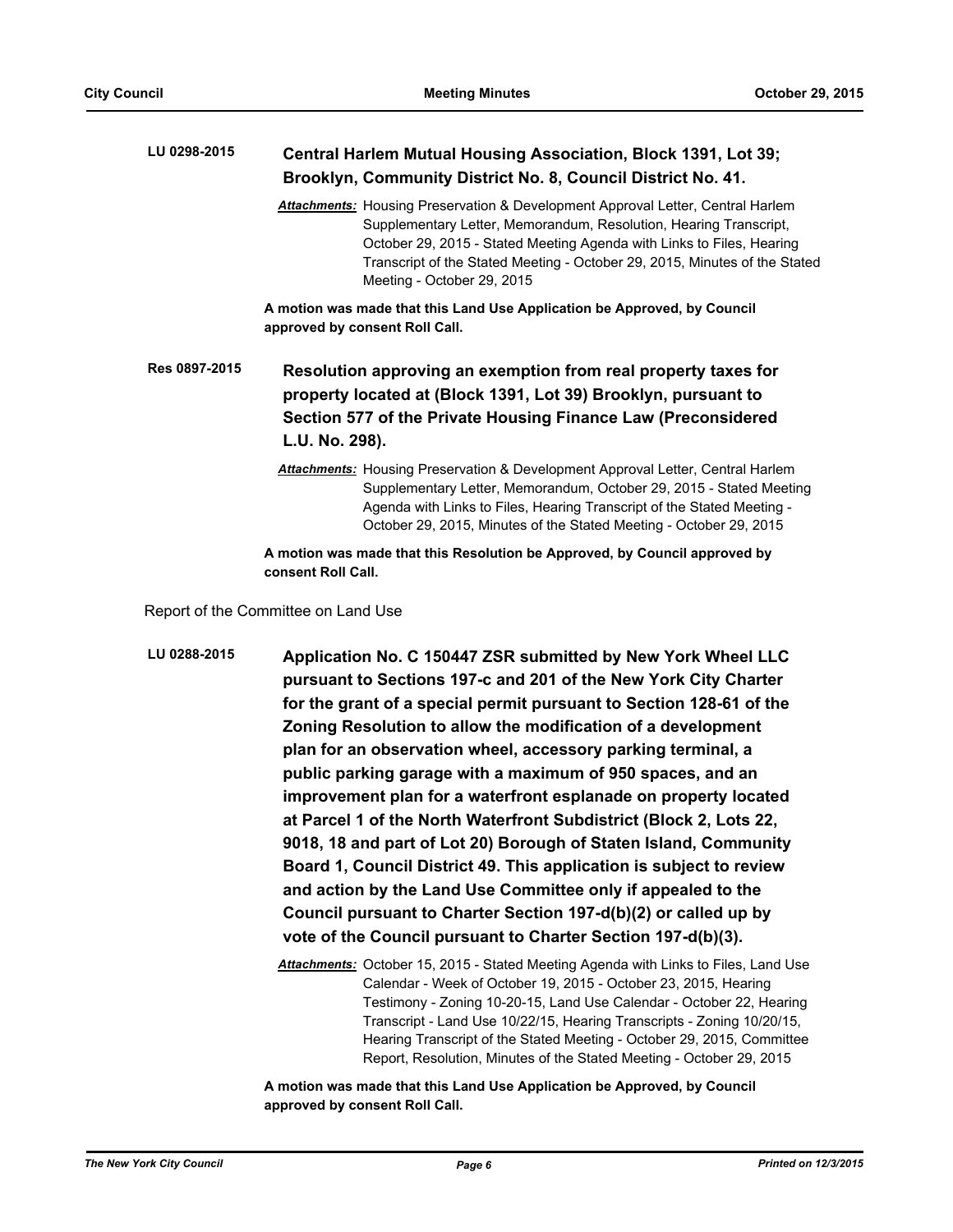**LU 0298-2015** **Central Harlem Mutual Housing Association, Block 1391, Lot 39; Brooklyn, Community District No. 8, Council District No. 41.**

***Attachments:*** Housing Preservation & Development Approval Letter, Central Harlem Supplementary Letter, Memorandum, Resolution, Hearing Transcript, October 29, 2015 - Stated Meeting Agenda with Links to Files, Hearing Transcript of the Stated Meeting - October 29, 2015, Minutes of the Stated Meeting - October 29, 2015

**A motion was made that this Land Use Application be Approved, by Council approved by consent Roll Call.**

**Res 0897-2015** **Resolution approving an exemption from real property taxes for property located at (Block 1391, Lot 39) Brooklyn, pursuant to Section 577 of the Private Housing Finance Law (Preconsidered L.U. No. 298).**

***Attachments:*** Housing Preservation & Development Approval Letter, Central Harlem Supplementary Letter, Memorandum, October 29, 2015 - Stated Meeting Agenda with Links to Files, Hearing Transcript of the Stated Meeting - October 29, 2015, Minutes of the Stated Meeting - October 29, 2015

**A motion was made that this Resolution be Approved, by Council approved by consent Roll Call.**

Report of the Committee on Land Use

**LU 0288-2015** **Application No. C 150447 ZSR submitted by New York Wheel LLC pursuant to Sections 197-c and 201 of the New York City Charter for the grant of a special permit pursuant to Section 128-61 of the Zoning Resolution to allow the modification of a development plan for an observation wheel, accessory parking terminal, a public parking garage with a maximum of 950 spaces, and an improvement plan for a waterfront esplanade on property located at Parcel 1 of the North Waterfront Subdistrict (Block 2, Lots 22, 9018, 18 and part of Lot 20) Borough of Staten Island, Community Board 1, Council District 49. This application is subject to review and action by the Land Use Committee only if appealed to the Council pursuant to Charter Section 197-d(b)(2) or called up by vote of the Council pursuant to Charter Section 197-d(b)(3).**

***Attachments:*** October 15, 2015 - Stated Meeting Agenda with Links to Files, Land Use Calendar - Week of October 19, 2015 - October 23, 2015, Hearing Testimony - Zoning 10-20-15, Land Use Calendar - October 22, Hearing Transcript - Land Use 10/22/15, Hearing Transcripts - Zoning 10/20/15, Hearing Transcript of the Stated Meeting - October 29, 2015, Committee Report, Resolution, Minutes of the Stated Meeting - October 29, 2015

**A motion was made that this Land Use Application be Approved, by Council approved by consent Roll Call.**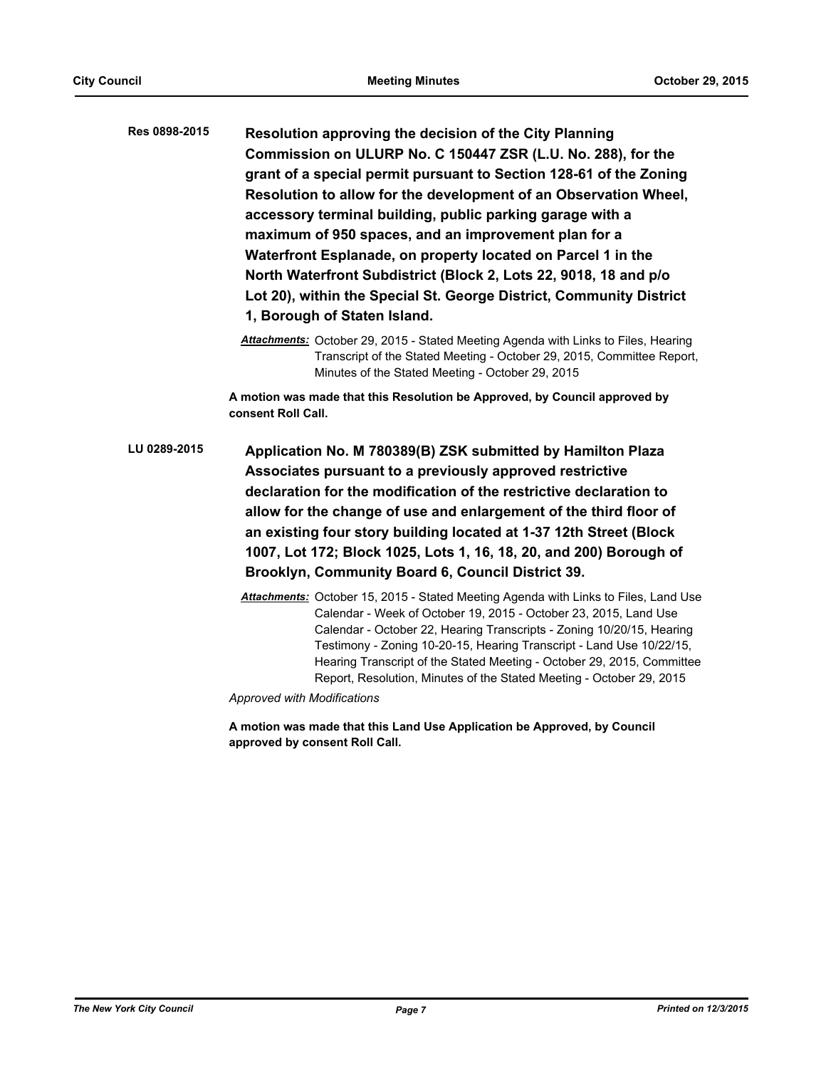**Res 0898-2015** **Resolution approving the decision of the City Planning Commission on ULURP No. C 150447 ZSR (L.U. No. 288), for the grant of a special permit pursuant to Section 128-61 of the Zoning Resolution to allow for the development of an Observation Wheel, accessory terminal building, public parking garage with a maximum of 950 spaces, and an improvement plan for a Waterfront Esplanade, on property located on Parcel 1 in the North Waterfront Subdistrict (Block 2, Lots 22, 9018, 18 and p/o Lot 20), within the Special St. George District, Community District 1, Borough of Staten Island.**

***Attachments:*** October 29, 2015 - Stated Meeting Agenda with Links to Files, Hearing Transcript of the Stated Meeting - October 29, 2015, Committee Report, Minutes of the Stated Meeting - October 29, 2015

**A motion was made that this Resolution be Approved, by Council approved by consent Roll Call.**

**LU 0289-2015** **Application No. M 780389(B) ZSK submitted by Hamilton Plaza Associates pursuant to a previously approved restrictive declaration for the modification of the restrictive declaration to allow for the change of use and enlargement of the third floor of an existing four story building located at 1-37 12th Street (Block 1007, Lot 172; Block 1025, Lots 1, 16, 18, 20, and 200) Borough of Brooklyn, Community Board 6, Council District 39.**

***Attachments:*** October 15, 2015 - Stated Meeting Agenda with Links to Files, Land Use Calendar - Week of October 19, 2015 - October 23, 2015, Land Use Calendar - October 22, Hearing Transcripts - Zoning 10/20/15, Hearing Testimony - Zoning 10-20-15, Hearing Transcript - Land Use 10/22/15, Hearing Transcript of the Stated Meeting - October 29, 2015, Committee Report, Resolution, Minutes of the Stated Meeting - October 29, 2015

*Approved with Modifications*

**A motion was made that this Land Use Application be Approved, by Council approved by consent Roll Call.**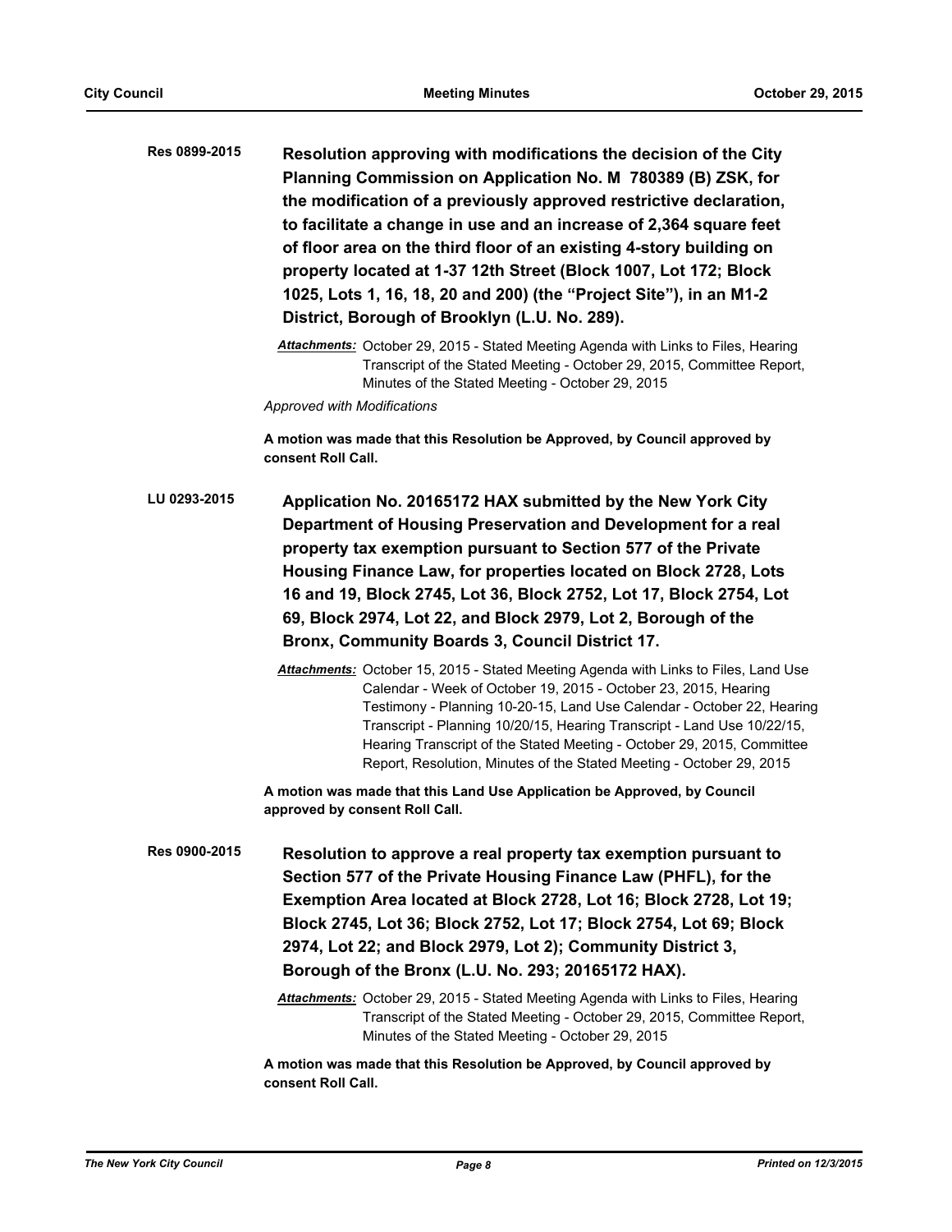**Res 0899-2015** **Resolution approving with modifications the decision of the City Planning Commission on Application No. M 780389 (B) ZSK, for the modification of a previously approved restrictive declaration, to facilitate a change in use and an increase of 2,364 square feet of floor area on the third floor of an existing 4-story building on property located at 1-37 12th Street (Block 1007, Lot 172; Block 1025, Lots 1, 16, 18, 20 and 200) (the "Project Site"), in an M1-2 District, Borough of Brooklyn (L.U. No. 289).**

***Attachments:*** October 29, 2015 - Stated Meeting Agenda with Links to Files, Hearing Transcript of the Stated Meeting - October 29, 2015, Committee Report, Minutes of the Stated Meeting - October 29, 2015

*Approved with Modifications*

**A motion was made that this Resolution be Approved, by Council approved by consent Roll Call.**

**LU 0293-2015** **Application No. 20165172 HAX submitted by the New York City Department of Housing Preservation and Development for a real property tax exemption pursuant to Section 577 of the Private Housing Finance Law, for properties located on Block 2728, Lots 16 and 19, Block 2745, Lot 36, Block 2752, Lot 17, Block 2754, Lot 69, Block 2974, Lot 22, and Block 2979, Lot 2, Borough of the Bronx, Community Boards 3, Council District 17.**

***Attachments:*** October 15, 2015 - Stated Meeting Agenda with Links to Files, Land Use Calendar - Week of October 19, 2015 - October 23, 2015, Hearing Testimony - Planning 10-20-15, Land Use Calendar - October 22, Hearing Transcript - Planning 10/20/15, Hearing Transcript - Land Use 10/22/15, Hearing Transcript of the Stated Meeting - October 29, 2015, Committee Report, Resolution, Minutes of the Stated Meeting - October 29, 2015

**A motion was made that this Land Use Application be Approved, by Council approved by consent Roll Call.**

**Res 0900-2015** **Resolution to approve a real property tax exemption pursuant to Section 577 of the Private Housing Finance Law (PHFL), for the Exemption Area located at Block 2728, Lot 16; Block 2728, Lot 19; Block 2745, Lot 36; Block 2752, Lot 17; Block 2754, Lot 69; Block 2974, Lot 22; and Block 2979, Lot 2); Community District 3, Borough of the Bronx (L.U. No. 293; 20165172 HAX).**

***Attachments:*** October 29, 2015 - Stated Meeting Agenda with Links to Files, Hearing Transcript of the Stated Meeting - October 29, 2015, Committee Report, Minutes of the Stated Meeting - October 29, 2015

**A motion was made that this Resolution be Approved, by Council approved by consent Roll Call.**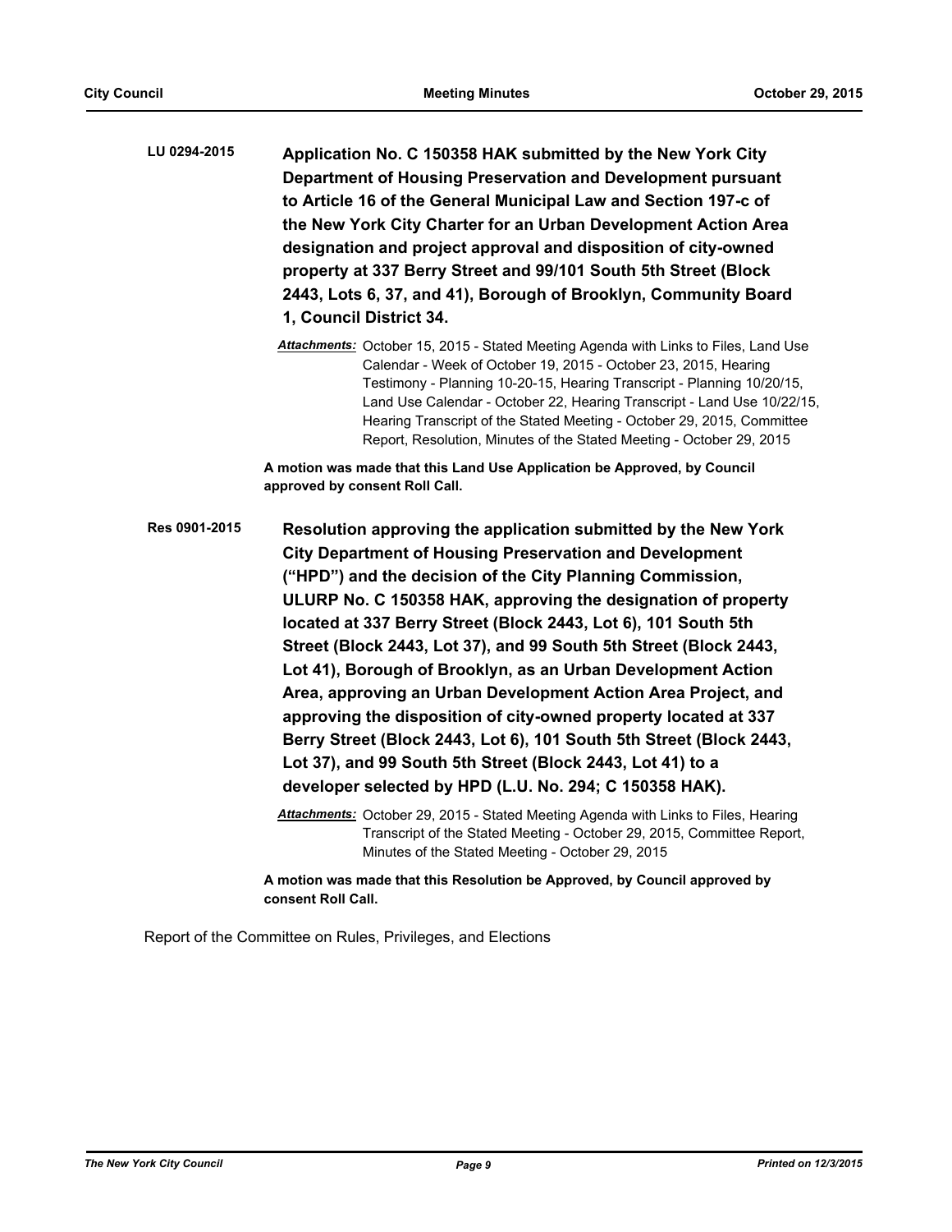**LU 0294-2015** **Application No. C 150358 HAK submitted by the New York City Department of Housing Preservation and Development pursuant to Article 16 of the General Municipal Law and Section 197-c of the New York City Charter for an Urban Development Action Area designation and project approval and disposition of city-owned property at 337 Berry Street and 99/101 South 5th Street (Block 2443, Lots 6, 37, and 41), Borough of Brooklyn, Community Board 1, Council District 34.**

*Attachments:* October 15, 2015 - Stated Meeting Agenda with Links to Files, Land Use Calendar - Week of October 19, 2015 - October 23, 2015, Hearing Testimony - Planning 10-20-15, Hearing Transcript - Planning 10/20/15, Land Use Calendar - October 22, Hearing Transcript - Land Use 10/22/15, Hearing Transcript of the Stated Meeting - October 29, 2015, Committee Report, Resolution, Minutes of the Stated Meeting - October 29, 2015

**A motion was made that this Land Use Application be Approved, by Council approved by consent Roll Call.**

**Res 0901-2015** **Resolution approving the application submitted by the New York City Department of Housing Preservation and Development ("HPD") and the decision of the City Planning Commission, ULURP No. C 150358 HAK, approving the designation of property located at 337 Berry Street (Block 2443, Lot 6), 101 South 5th Street (Block 2443, Lot 37), and 99 South 5th Street (Block 2443, Lot 41), Borough of Brooklyn, as an Urban Development Action Area, approving an Urban Development Action Area Project, and approving the disposition of city-owned property located at 337 Berry Street (Block 2443, Lot 6), 101 South 5th Street (Block 2443, Lot 37), and 99 South 5th Street (Block 2443, Lot 41) to a developer selected by HPD (L.U. No. 294; C 150358 HAK).**

*Attachments:* October 29, 2015 - Stated Meeting Agenda with Links to Files, Hearing Transcript of the Stated Meeting - October 29, 2015, Committee Report, Minutes of the Stated Meeting - October 29, 2015

**A motion was made that this Resolution be Approved, by Council approved by consent Roll Call.**

Report of the Committee on Rules, Privileges, and Elections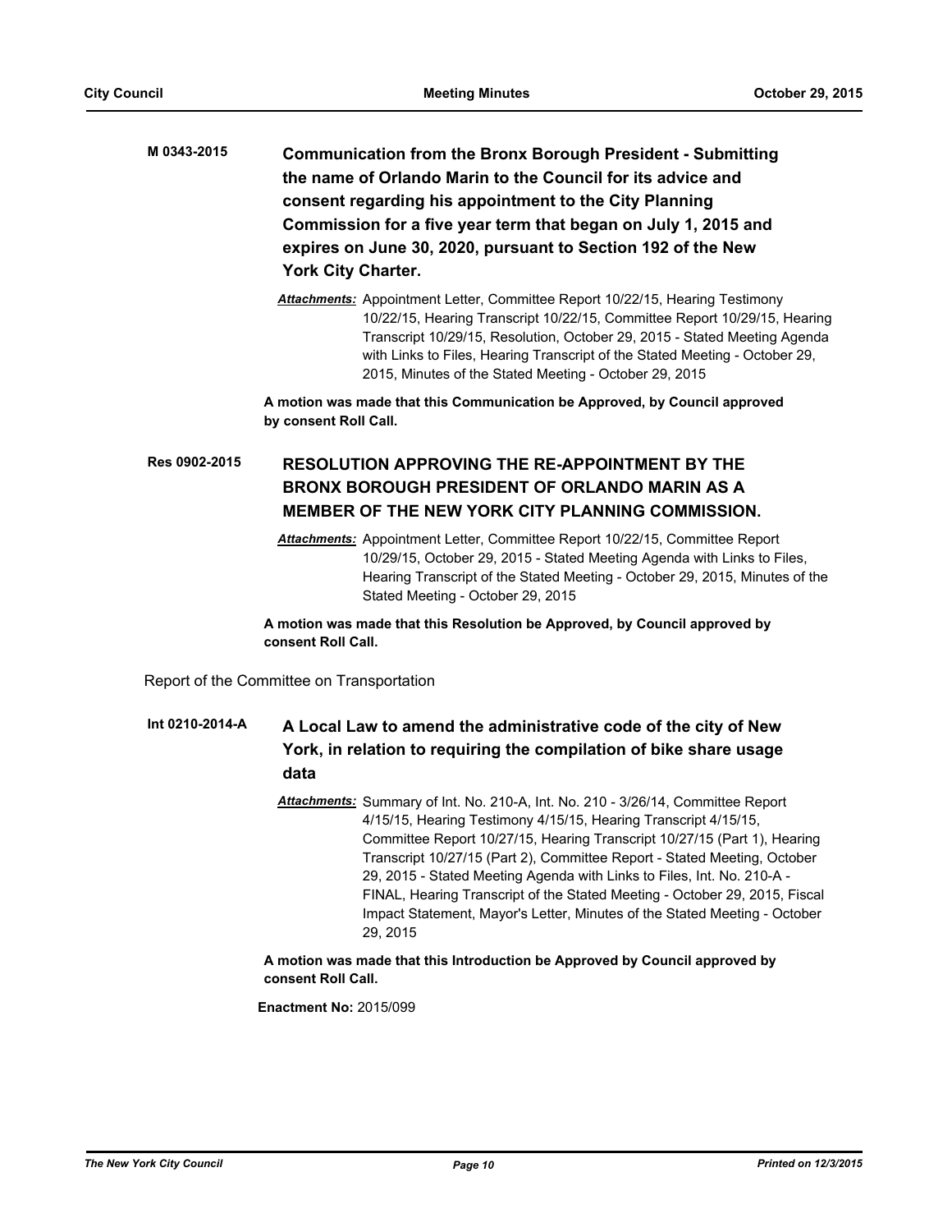**M 0343-2015** **Communication from the Bronx Borough President - Submitting the name of Orlando Marin to the Council for its advice and consent regarding his appointment to the City Planning Commission for a five year term that began on July 1, 2015 and expires on June 30, 2020, pursuant to Section 192 of the New York City Charter.**

***Attachments:*** Appointment Letter, Committee Report 10/22/15, Hearing Testimony 10/22/15, Hearing Transcript 10/22/15, Committee Report 10/29/15, Hearing Transcript 10/29/15, Resolution, October 29, 2015 - Stated Meeting Agenda with Links to Files, Hearing Transcript of the Stated Meeting - October 29, 2015, Minutes of the Stated Meeting - October 29, 2015

**A motion was made that this Communication be Approved, by Council approved by consent Roll Call.**

**Res 0902-2015** **RESOLUTION APPROVING THE RE-APPOINTMENT BY THE BRONX BOROUGH PRESIDENT OF ORLANDO MARIN AS A MEMBER OF THE NEW YORK CITY PLANNING COMMISSION.**

***Attachments:*** Appointment Letter, Committee Report 10/22/15, Committee Report 10/29/15, October 29, 2015 - Stated Meeting Agenda with Links to Files, Hearing Transcript of the Stated Meeting - October 29, 2015, Minutes of the Stated Meeting - October 29, 2015

**A motion was made that this Resolution be Approved, by Council approved by consent Roll Call.**

Report of the Committee on Transportation

**Int 0210-2014-A** **A Local Law to amend the administrative code of the city of New York, in relation to requiring the compilation of bike share usage data**

***Attachments:*** Summary of Int. No. 210-A, Int. No. 210 - 3/26/14, Committee Report 4/15/15, Hearing Testimony 4/15/15, Hearing Transcript 4/15/15, Committee Report 10/27/15, Hearing Transcript 10/27/15 (Part 1), Hearing Transcript 10/27/15 (Part 2), Committee Report - Stated Meeting, October 29, 2015 - Stated Meeting Agenda with Links to Files, Int. No. 210-A - FINAL, Hearing Transcript of the Stated Meeting - October 29, 2015, Fiscal Impact Statement, Mayor's Letter, Minutes of the Stated Meeting - October 29, 2015

**A motion was made that this Introduction be Approved by Council approved by consent Roll Call.**

**Enactment No:** 2015/099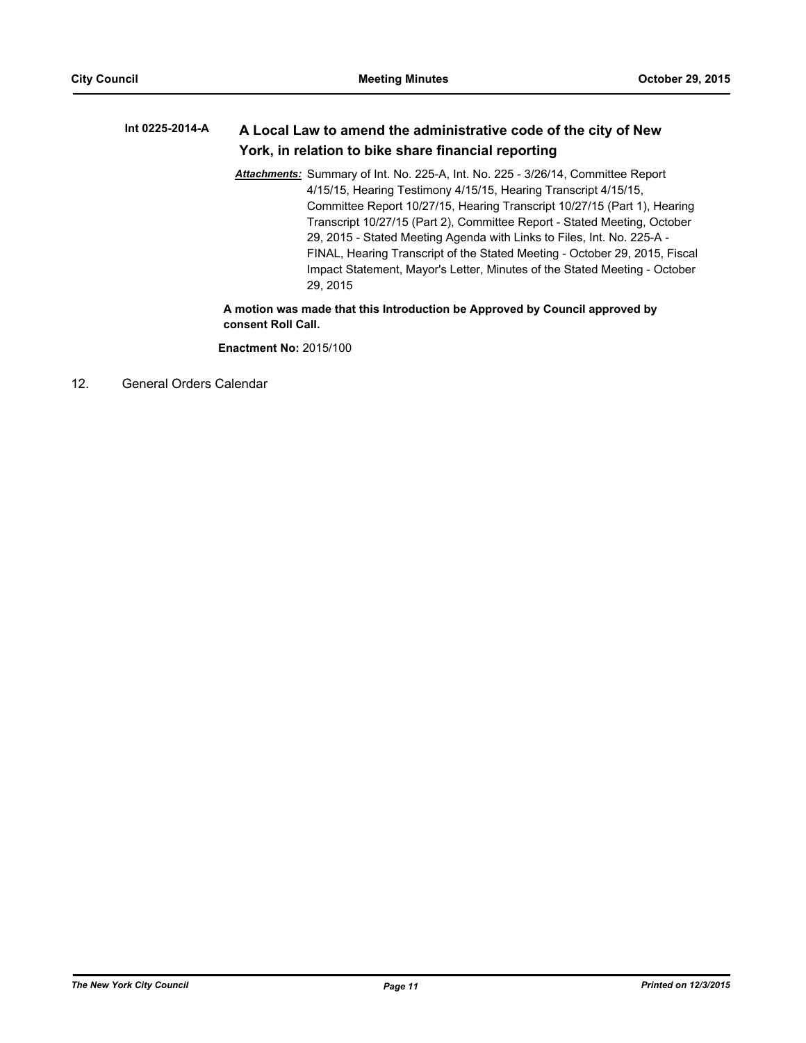**Int 0225-2014-A** **A Local Law to amend the administrative code of the city of New York, in relation to bike share financial reporting**

***Attachments:*** Summary of Int. No. 225-A, Int. No. 225 - 3/26/14, Committee Report 4/15/15, Hearing Testimony 4/15/15, Hearing Transcript 4/15/15, Committee Report 10/27/15, Hearing Transcript 10/27/15 (Part 1), Hearing Transcript 10/27/15 (Part 2), Committee Report - Stated Meeting, October 29, 2015 - Stated Meeting Agenda with Links to Files, Int. No. 225-A - FINAL, Hearing Transcript of the Stated Meeting - October 29, 2015, Fiscal Impact Statement, Mayor's Letter, Minutes of the Stated Meeting - October 29, 2015

**A motion was made that this Introduction be Approved by Council approved by consent Roll Call.**

**Enactment No:** 2015/100

12. General Orders Calendar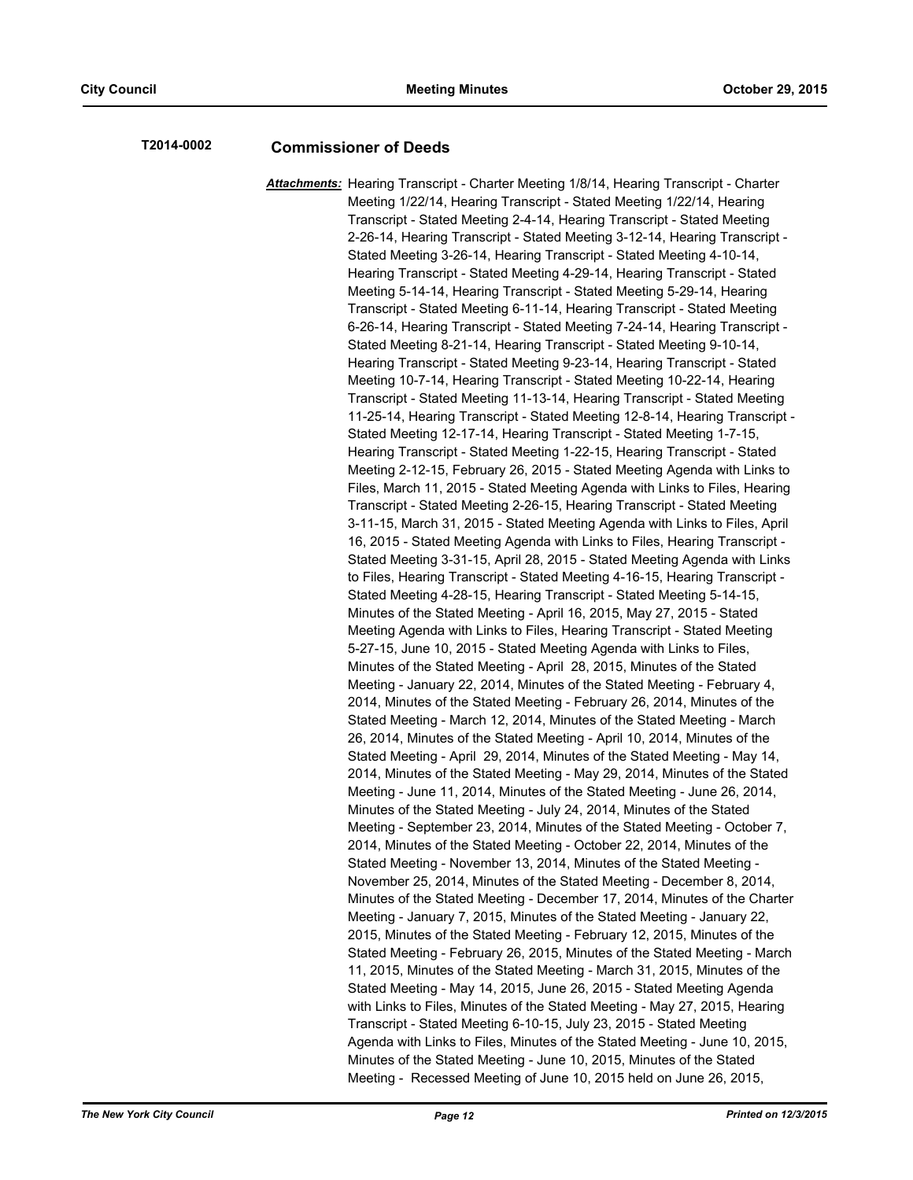**T2014-0002** **Commissioner of Deeds**

***Attachments:*** Hearing Transcript - Charter Meeting 1/8/14, Hearing Transcript - Charter Meeting 1/22/14, Hearing Transcript - Stated Meeting 1/22/14, Hearing Transcript - Stated Meeting 2-4-14, Hearing Transcript - Stated Meeting 2-26-14, Hearing Transcript - Stated Meeting 3-12-14, Hearing Transcript - Stated Meeting 3-26-14, Hearing Transcript - Stated Meeting 4-10-14, Hearing Transcript - Stated Meeting 4-29-14, Hearing Transcript - Stated Meeting 5-14-14, Hearing Transcript - Stated Meeting 5-29-14, Hearing Transcript - Stated Meeting 6-11-14, Hearing Transcript - Stated Meeting 6-26-14, Hearing Transcript - Stated Meeting 7-24-14, Hearing Transcript - Stated Meeting 8-21-14, Hearing Transcript - Stated Meeting 9-10-14, Hearing Transcript - Stated Meeting 9-23-14, Hearing Transcript - Stated Meeting 10-7-14, Hearing Transcript - Stated Meeting 10-22-14, Hearing Transcript - Stated Meeting 11-13-14, Hearing Transcript - Stated Meeting 11-25-14, Hearing Transcript - Stated Meeting 12-8-14, Hearing Transcript - Stated Meeting 12-17-14, Hearing Transcript - Stated Meeting 1-7-15, Hearing Transcript - Stated Meeting 1-22-15, Hearing Transcript - Stated Meeting 2-12-15, February 26, 2015 - Stated Meeting Agenda with Links to Files, March 11, 2015 - Stated Meeting Agenda with Links to Files, Hearing Transcript - Stated Meeting 2-26-15, Hearing Transcript - Stated Meeting 3-11-15, March 31, 2015 - Stated Meeting Agenda with Links to Files, April 16, 2015 - Stated Meeting Agenda with Links to Files, Hearing Transcript - Stated Meeting 3-31-15, April 28, 2015 - Stated Meeting Agenda with Links to Files, Hearing Transcript - Stated Meeting 4-16-15, Hearing Transcript - Stated Meeting 4-28-15, Hearing Transcript - Stated Meeting 5-14-15, Minutes of the Stated Meeting - April 16, 2015, May 27, 2015 - Stated Meeting Agenda with Links to Files, Hearing Transcript - Stated Meeting 5-27-15, June 10, 2015 - Stated Meeting Agenda with Links to Files, Minutes of the Stated Meeting - April 28, 2015, Minutes of the Stated Meeting - January 22, 2014, Minutes of the Stated Meeting - February 4, 2014, Minutes of the Stated Meeting - February 26, 2014, Minutes of the Stated Meeting - March 12, 2014, Minutes of the Stated Meeting - March 26, 2014, Minutes of the Stated Meeting - April 10, 2014, Minutes of the Stated Meeting - April 29, 2014, Minutes of the Stated Meeting - May 14, 2014, Minutes of the Stated Meeting - May 29, 2014, Minutes of the Stated Meeting - June 11, 2014, Minutes of the Stated Meeting - June 26, 2014, Minutes of the Stated Meeting - July 24, 2014, Minutes of the Stated Meeting - September 23, 2014, Minutes of the Stated Meeting - October 7, 2014, Minutes of the Stated Meeting - October 22, 2014, Minutes of the Stated Meeting - November 13, 2014, Minutes of the Stated Meeting - November 25, 2014, Minutes of the Stated Meeting - December 8, 2014, Minutes of the Stated Meeting - December 17, 2014, Minutes of the Charter Meeting - January 7, 2015, Minutes of the Stated Meeting - January 22, 2015, Minutes of the Stated Meeting - February 12, 2015, Minutes of the Stated Meeting - February 26, 2015, Minutes of the Stated Meeting - March 11, 2015, Minutes of the Stated Meeting - March 31, 2015, Minutes of the Stated Meeting - May 14, 2015, June 26, 2015 - Stated Meeting Agenda with Links to Files, Minutes of the Stated Meeting - May 27, 2015, Hearing Transcript - Stated Meeting 6-10-15, July 23, 2015 - Stated Meeting Agenda with Links to Files, Minutes of the Stated Meeting - June 10, 2015, Minutes of the Stated Meeting - June 10, 2015, Minutes of the Stated Meeting - Recessed Meeting of June 10, 2015 held on June 26, 2015,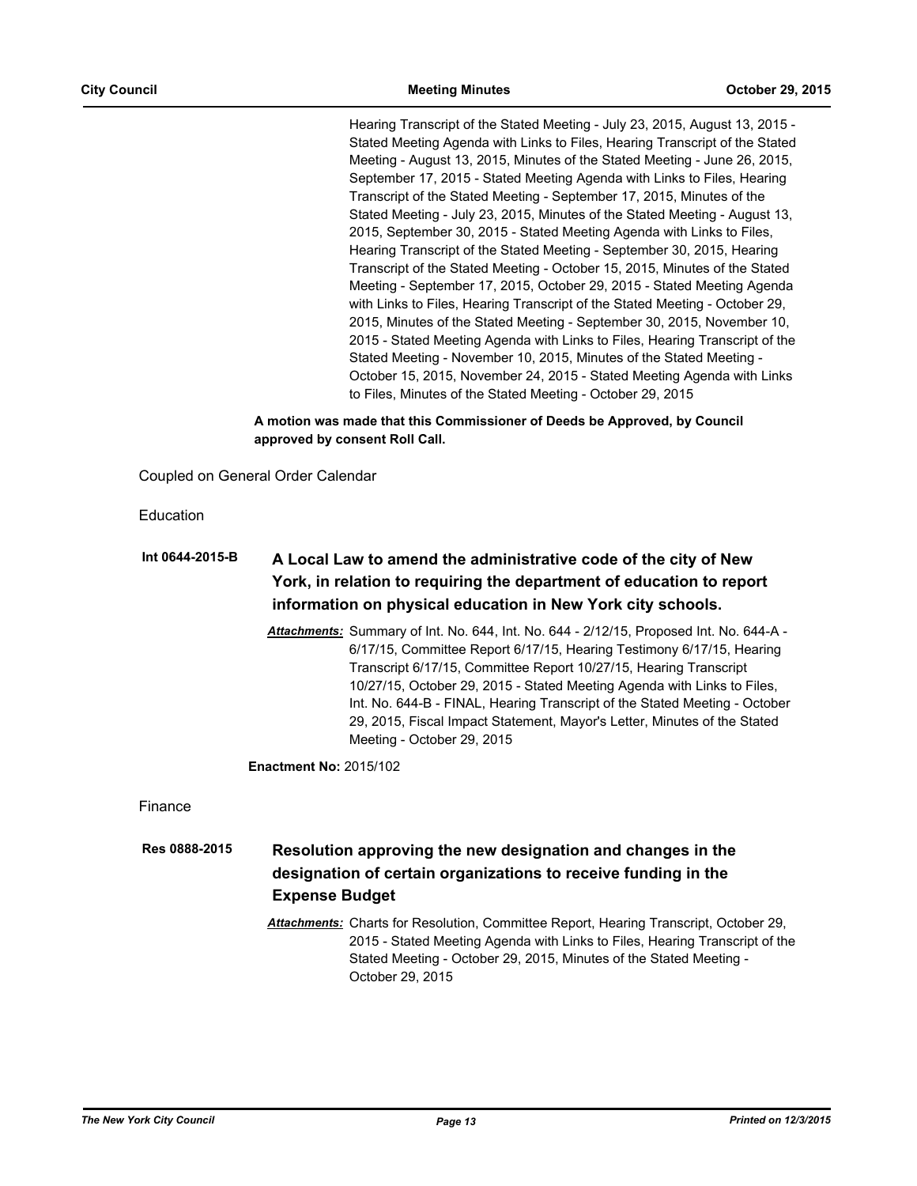Hearing Transcript of the Stated Meeting - July 23, 2015, August 13, 2015 - Stated Meeting Agenda with Links to Files, Hearing Transcript of the Stated Meeting - August 13, 2015, Minutes of the Stated Meeting - June 26, 2015, September 17, 2015 - Stated Meeting Agenda with Links to Files, Hearing Transcript of the Stated Meeting - September 17, 2015, Minutes of the Stated Meeting - July 23, 2015, Minutes of the Stated Meeting - August 13, 2015, September 30, 2015 - Stated Meeting Agenda with Links to Files, Hearing Transcript of the Stated Meeting - September 30, 2015, Hearing Transcript of the Stated Meeting - October 15, 2015, Minutes of the Stated Meeting - September 17, 2015, October 29, 2015 - Stated Meeting Agenda with Links to Files, Hearing Transcript of the Stated Meeting - October 29, 2015, Minutes of the Stated Meeting - September 30, 2015, November 10, 2015 - Stated Meeting Agenda with Links to Files, Hearing Transcript of the Stated Meeting - November 10, 2015, Minutes of the Stated Meeting - October 15, 2015, November 24, 2015 - Stated Meeting Agenda with Links to Files, Minutes of the Stated Meeting - October 29, 2015

**A motion was made that this Commissioner of Deeds be Approved, by Council approved by consent Roll Call.**

Coupled on General Order Calendar

Education

**Int 0644-2015-B** **A Local Law to amend the administrative code of the city of New York, in relation to requiring the department of education to report information on physical education in New York city schools.**

***Attachments:*** Summary of Int. No. 644, Int. No. 644 - 2/12/15, Proposed Int. No. 644-A - 6/17/15, Committee Report 6/17/15, Hearing Testimony 6/17/15, Hearing Transcript 6/17/15, Committee Report 10/27/15, Hearing Transcript 10/27/15, October 29, 2015 - Stated Meeting Agenda with Links to Files, Int. No. 644-B - FINAL, Hearing Transcript of the Stated Meeting - October 29, 2015, Fiscal Impact Statement, Mayor's Letter, Minutes of the Stated Meeting - October 29, 2015

**Enactment No:** 2015/102

Finance

**Res 0888-2015** **Resolution approving the new designation and changes in the designation of certain organizations to receive funding in the Expense Budget**

***Attachments:*** Charts for Resolution, Committee Report, Hearing Transcript, October 29, 2015 - Stated Meeting Agenda with Links to Files, Hearing Transcript of the Stated Meeting - October 29, 2015, Minutes of the Stated Meeting - October 29, 2015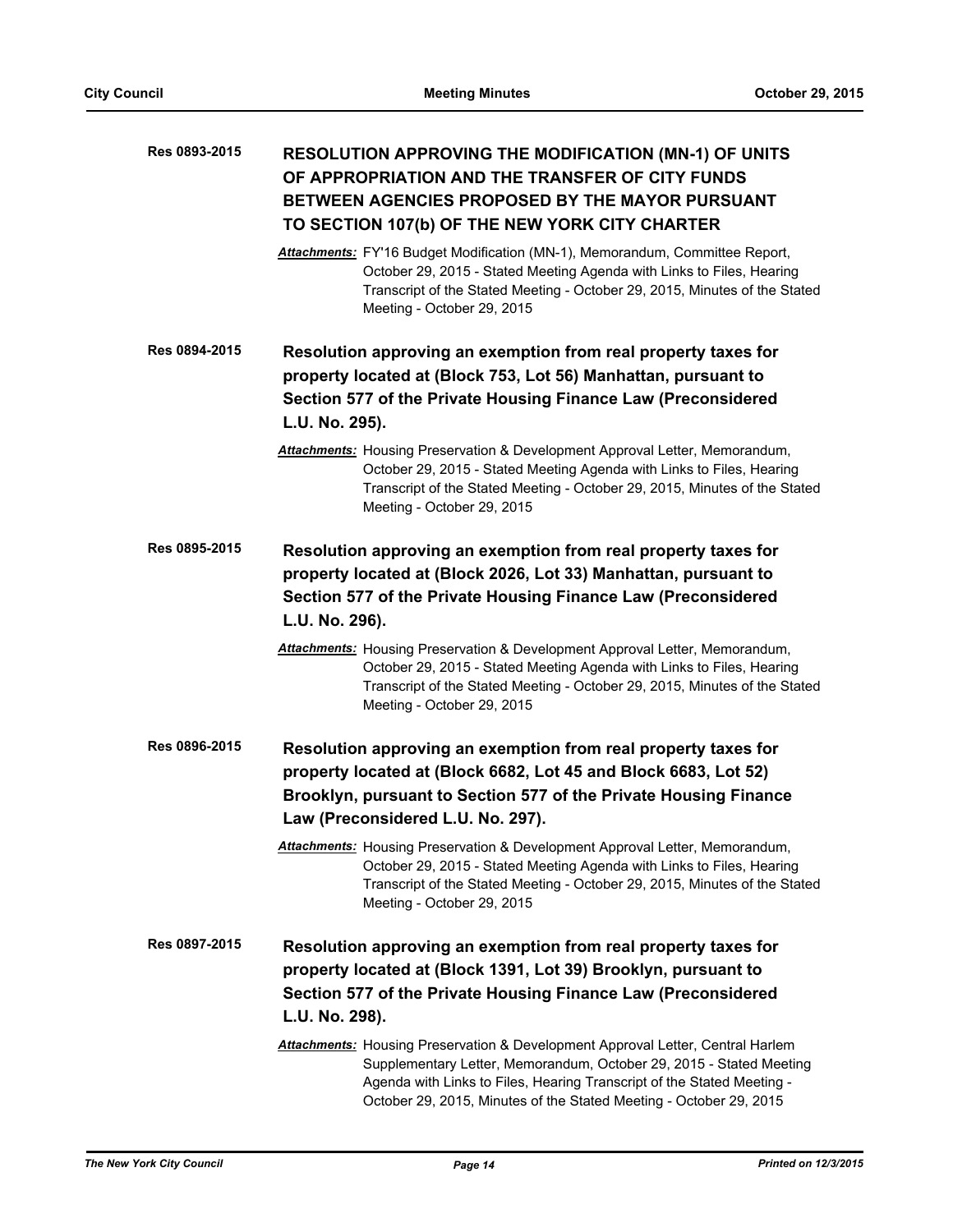**Res 0893-2015** **RESOLUTION APPROVING THE MODIFICATION (MN-1) OF UNITS OF APPROPRIATION AND THE TRANSFER OF CITY FUNDS BETWEEN AGENCIES PROPOSED BY THE MAYOR PURSUANT TO SECTION 107(b) OF THE NEW YORK CITY CHARTER**

***Attachments:*** FY'16 Budget Modification (MN-1), Memorandum, Committee Report, October 29, 2015 - Stated Meeting Agenda with Links to Files, Hearing Transcript of the Stated Meeting - October 29, 2015, Minutes of the Stated Meeting - October 29, 2015

**Res 0894-2015** **Resolution approving an exemption from real property taxes for property located at (Block 753, Lot 56) Manhattan, pursuant to Section 577 of the Private Housing Finance Law (Preconsidered L.U. No. 295).**

***Attachments:*** Housing Preservation & Development Approval Letter, Memorandum, October 29, 2015 - Stated Meeting Agenda with Links to Files, Hearing Transcript of the Stated Meeting - October 29, 2015, Minutes of the Stated Meeting - October 29, 2015

**Res 0895-2015** **Resolution approving an exemption from real property taxes for property located at (Block 2026, Lot 33) Manhattan, pursuant to Section 577 of the Private Housing Finance Law (Preconsidered L.U. No. 296).**

***Attachments:*** Housing Preservation & Development Approval Letter, Memorandum, October 29, 2015 - Stated Meeting Agenda with Links to Files, Hearing Transcript of the Stated Meeting - October 29, 2015, Minutes of the Stated Meeting - October 29, 2015

**Res 0896-2015** **Resolution approving an exemption from real property taxes for property located at (Block 6682, Lot 45 and Block 6683, Lot 52) Brooklyn, pursuant to Section 577 of the Private Housing Finance Law (Preconsidered L.U. No. 297).**

***Attachments:*** Housing Preservation & Development Approval Letter, Memorandum, October 29, 2015 - Stated Meeting Agenda with Links to Files, Hearing Transcript of the Stated Meeting - October 29, 2015, Minutes of the Stated Meeting - October 29, 2015

**Res 0897-2015** **Resolution approving an exemption from real property taxes for property located at (Block 1391, Lot 39) Brooklyn, pursuant to Section 577 of the Private Housing Finance Law (Preconsidered L.U. No. 298).**

***Attachments:*** Housing Preservation & Development Approval Letter, Central Harlem Supplementary Letter, Memorandum, October 29, 2015 - Stated Meeting Agenda with Links to Files, Hearing Transcript of the Stated Meeting - October 29, 2015, Minutes of the Stated Meeting - October 29, 2015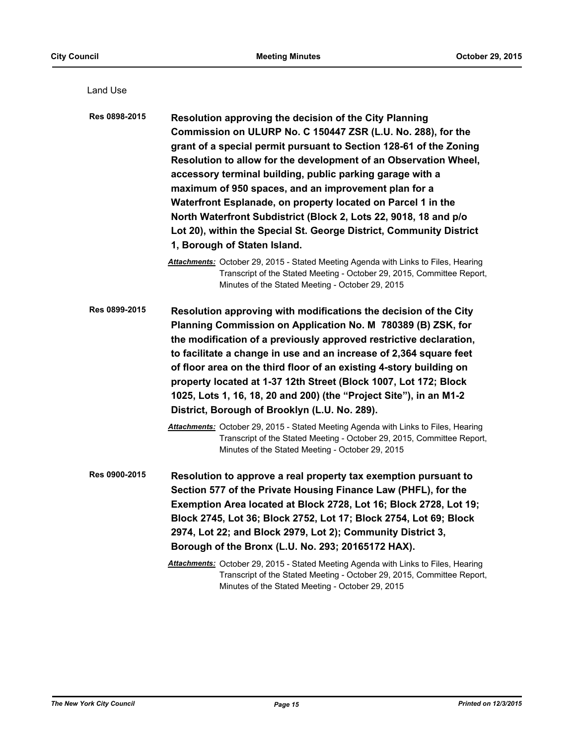Land Use

**Res 0898-2015** **Resolution approving the decision of the City Planning Commission on ULURP No. C 150447 ZSR (L.U. No. 288), for the grant of a special permit pursuant to Section 128-61 of the Zoning Resolution to allow for the development of an Observation Wheel, accessory terminal building, public parking garage with a maximum of 950 spaces, and an improvement plan for a Waterfront Esplanade, on property located on Parcel 1 in the North Waterfront Subdistrict (Block 2, Lots 22, 9018, 18 and p/o Lot 20), within the Special St. George District, Community District 1, Borough of Staten Island.**

*Attachments:* October 29, 2015 - Stated Meeting Agenda with Links to Files, Hearing Transcript of the Stated Meeting - October 29, 2015, Committee Report, Minutes of the Stated Meeting - October 29, 2015

**Res 0899-2015** **Resolution approving with modifications the decision of the City Planning Commission on Application No. M 780389 (B) ZSK, for the modification of a previously approved restrictive declaration, to facilitate a change in use and an increase of 2,364 square feet of floor area on the third floor of an existing 4-story building on property located at 1-37 12th Street (Block 1007, Lot 172; Block 1025, Lots 1, 16, 18, 20 and 200) (the "Project Site"), in an M1-2 District, Borough of Brooklyn (L.U. No. 289).**

*Attachments:* October 29, 2015 - Stated Meeting Agenda with Links to Files, Hearing Transcript of the Stated Meeting - October 29, 2015, Committee Report, Minutes of the Stated Meeting - October 29, 2015

**Res 0900-2015** **Resolution to approve a real property tax exemption pursuant to Section 577 of the Private Housing Finance Law (PHFL), for the Exemption Area located at Block 2728, Lot 16; Block 2728, Lot 19; Block 2745, Lot 36; Block 2752, Lot 17; Block 2754, Lot 69; Block 2974, Lot 22; and Block 2979, Lot 2); Community District 3, Borough of the Bronx (L.U. No. 293; 20165172 HAX).**

*Attachments:* October 29, 2015 - Stated Meeting Agenda with Links to Files, Hearing Transcript of the Stated Meeting - October 29, 2015, Committee Report, Minutes of the Stated Meeting - October 29, 2015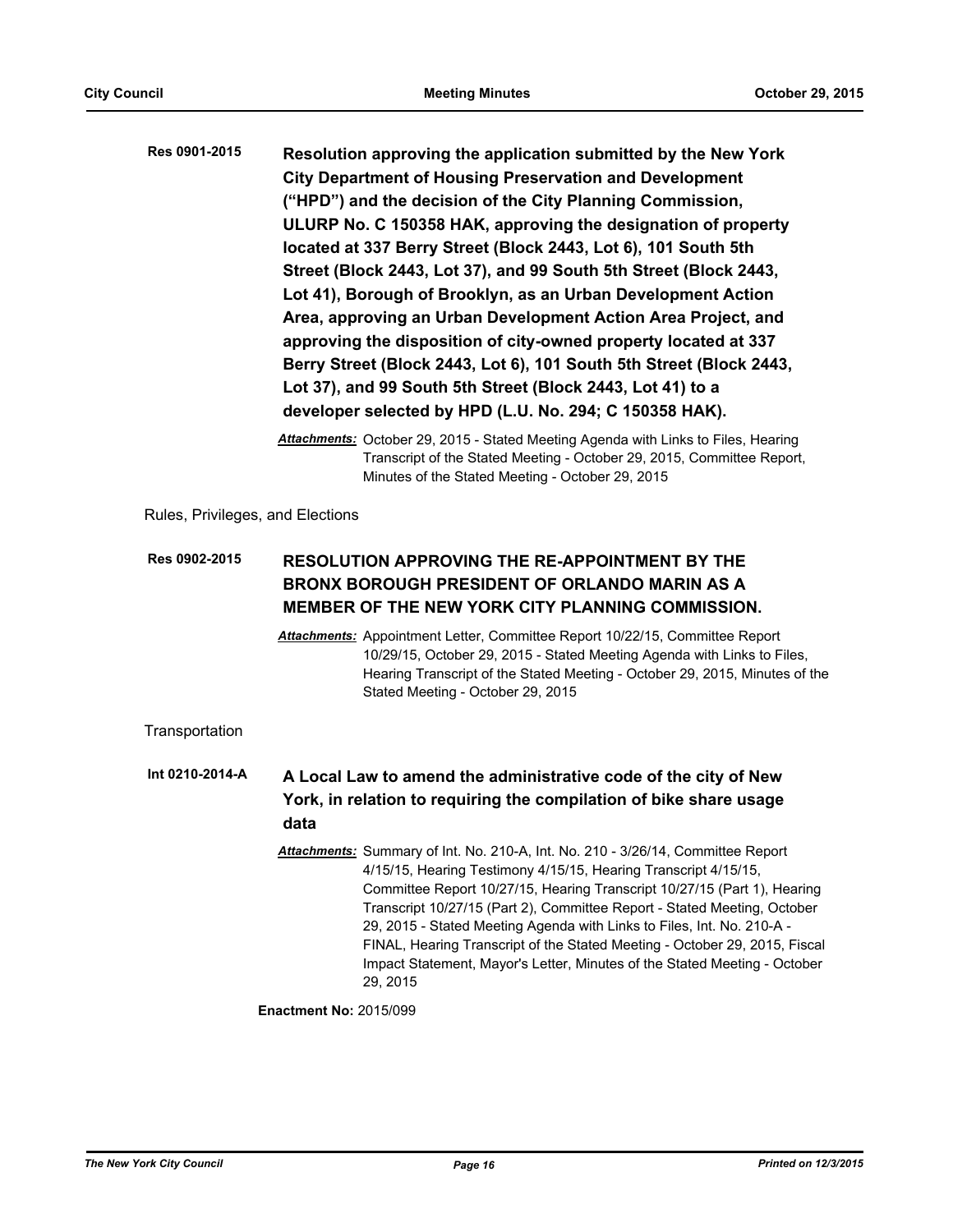**Res 0901-2015** **Resolution approving the application submitted by the New York City Department of Housing Preservation and Development ("HPD") and the decision of the City Planning Commission, ULURP No. C 150358 HAK, approving the designation of property located at 337 Berry Street (Block 2443, Lot 6), 101 South 5th Street (Block 2443, Lot 37), and 99 South 5th Street (Block 2443, Lot 41), Borough of Brooklyn, as an Urban Development Action Area, approving an Urban Development Action Area Project, and approving the disposition of city-owned property located at 337 Berry Street (Block 2443, Lot 6), 101 South 5th Street (Block 2443, Lot 37), and 99 South 5th Street (Block 2443, Lot 41) to a developer selected by HPD (L.U. No. 294; C 150358 HAK).**

***Attachments:*** October 29, 2015 - Stated Meeting Agenda with Links to Files, Hearing Transcript of the Stated Meeting - October 29, 2015, Committee Report, Minutes of the Stated Meeting - October 29, 2015

Rules, Privileges, and Elections

**Res 0902-2015** **RESOLUTION APPROVING THE RE-APPOINTMENT BY THE BRONX BOROUGH PRESIDENT OF ORLANDO MARIN AS A MEMBER OF THE NEW YORK CITY PLANNING COMMISSION.**

***Attachments:*** Appointment Letter, Committee Report 10/22/15, Committee Report 10/29/15, October 29, 2015 - Stated Meeting Agenda with Links to Files, Hearing Transcript of the Stated Meeting - October 29, 2015, Minutes of the Stated Meeting - October 29, 2015

Transportation

**Int 0210-2014-A** **A Local Law to amend the administrative code of the city of New York, in relation to requiring the compilation of bike share usage data**

***Attachments:*** Summary of Int. No. 210-A, Int. No. 210 - 3/26/14, Committee Report 4/15/15, Hearing Testimony 4/15/15, Hearing Transcript 4/15/15, Committee Report 10/27/15, Hearing Transcript 10/27/15 (Part 1), Hearing Transcript 10/27/15 (Part 2), Committee Report - Stated Meeting, October 29, 2015 - Stated Meeting Agenda with Links to Files, Int. No. 210-A - FINAL, Hearing Transcript of the Stated Meeting - October 29, 2015, Fiscal Impact Statement, Mayor's Letter, Minutes of the Stated Meeting - October 29, 2015

**Enactment No:** 2015/099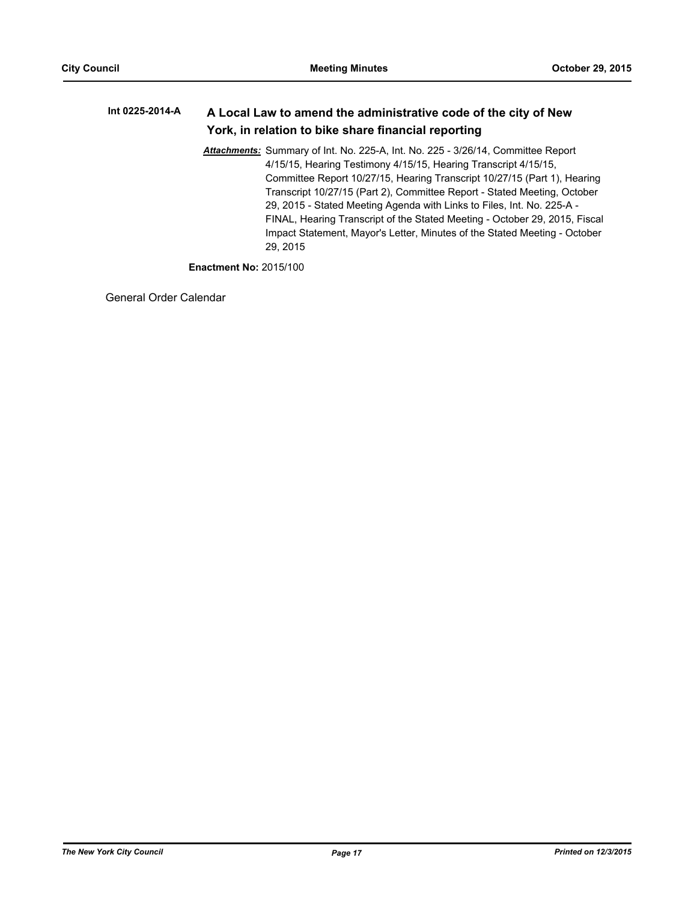**Int 0225-2014-A** **A Local Law to amend the administrative code of the city of New York, in relation to bike share financial reporting**

***Attachments:*** Summary of Int. No. 225-A, Int. No. 225 - 3/26/14, Committee Report 4/15/15, Hearing Testimony 4/15/15, Hearing Transcript 4/15/15, Committee Report 10/27/15, Hearing Transcript 10/27/15 (Part 1), Hearing Transcript 10/27/15 (Part 2), Committee Report - Stated Meeting, October 29, 2015 - Stated Meeting Agenda with Links to Files, Int. No. 225-A - FINAL, Hearing Transcript of the Stated Meeting - October 29, 2015, Fiscal Impact Statement, Mayor's Letter, Minutes of the Stated Meeting - October 29, 2015

**Enactment No:** 2015/100

General Order Calendar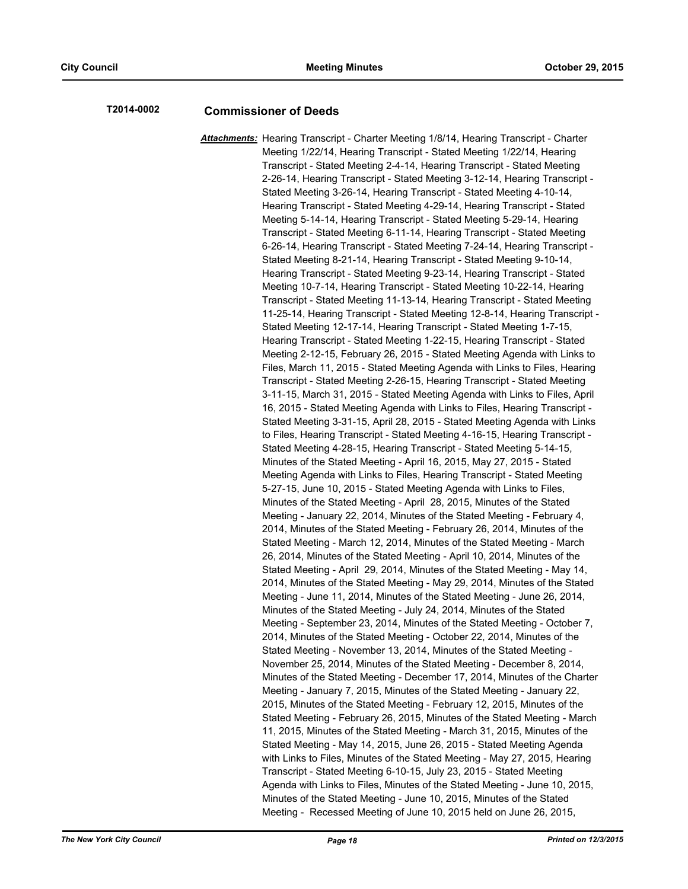**T2014-0002** **Commissioner of Deeds**

***Attachments:*** Hearing Transcript - Charter Meeting 1/8/14, Hearing Transcript - Charter Meeting 1/22/14, Hearing Transcript - Stated Meeting 1/22/14, Hearing Transcript - Stated Meeting 2-4-14, Hearing Transcript - Stated Meeting 2-26-14, Hearing Transcript - Stated Meeting 3-12-14, Hearing Transcript - Stated Meeting 3-26-14, Hearing Transcript - Stated Meeting 4-10-14, Hearing Transcript - Stated Meeting 4-29-14, Hearing Transcript - Stated Meeting 5-14-14, Hearing Transcript - Stated Meeting 5-29-14, Hearing Transcript - Stated Meeting 6-11-14, Hearing Transcript - Stated Meeting 6-26-14, Hearing Transcript - Stated Meeting 7-24-14, Hearing Transcript - Stated Meeting 8-21-14, Hearing Transcript - Stated Meeting 9-10-14, Hearing Transcript - Stated Meeting 9-23-14, Hearing Transcript - Stated Meeting 10-7-14, Hearing Transcript - Stated Meeting 10-22-14, Hearing Transcript - Stated Meeting 11-13-14, Hearing Transcript - Stated Meeting 11-25-14, Hearing Transcript - Stated Meeting 12-8-14, Hearing Transcript - Stated Meeting 12-17-14, Hearing Transcript - Stated Meeting 1-7-15, Hearing Transcript - Stated Meeting 1-22-15, Hearing Transcript - Stated Meeting 2-12-15, February 26, 2015 - Stated Meeting Agenda with Links to Files, March 11, 2015 - Stated Meeting Agenda with Links to Files, Hearing Transcript - Stated Meeting 2-26-15, Hearing Transcript - Stated Meeting 3-11-15, March 31, 2015 - Stated Meeting Agenda with Links to Files, April 16, 2015 - Stated Meeting Agenda with Links to Files, Hearing Transcript - Stated Meeting 3-31-15, April 28, 2015 - Stated Meeting Agenda with Links to Files, Hearing Transcript - Stated Meeting 4-16-15, Hearing Transcript - Stated Meeting 4-28-15, Hearing Transcript - Stated Meeting 5-14-15, Minutes of the Stated Meeting - April 16, 2015, May 27, 2015 - Stated Meeting Agenda with Links to Files, Hearing Transcript - Stated Meeting 5-27-15, June 10, 2015 - Stated Meeting Agenda with Links to Files, Minutes of the Stated Meeting - April 28, 2015, Minutes of the Stated Meeting - January 22, 2014, Minutes of the Stated Meeting - February 4, 2014, Minutes of the Stated Meeting - February 26, 2014, Minutes of the Stated Meeting - March 12, 2014, Minutes of the Stated Meeting - March 26, 2014, Minutes of the Stated Meeting - April 10, 2014, Minutes of the Stated Meeting - April 29, 2014, Minutes of the Stated Meeting - May 14, 2014, Minutes of the Stated Meeting - May 29, 2014, Minutes of the Stated Meeting - June 11, 2014, Minutes of the Stated Meeting - June 26, 2014, Minutes of the Stated Meeting - July 24, 2014, Minutes of the Stated Meeting - September 23, 2014, Minutes of the Stated Meeting - October 7, 2014, Minutes of the Stated Meeting - October 22, 2014, Minutes of the Stated Meeting - November 13, 2014, Minutes of the Stated Meeting - November 25, 2014, Minutes of the Stated Meeting - December 8, 2014, Minutes of the Stated Meeting - December 17, 2014, Minutes of the Charter Meeting - January 7, 2015, Minutes of the Stated Meeting - January 22, 2015, Minutes of the Stated Meeting - February 12, 2015, Minutes of the Stated Meeting - February 26, 2015, Minutes of the Stated Meeting - March 11, 2015, Minutes of the Stated Meeting - March 31, 2015, Minutes of the Stated Meeting - May 14, 2015, June 26, 2015 - Stated Meeting Agenda with Links to Files, Minutes of the Stated Meeting - May 27, 2015, Hearing Transcript - Stated Meeting 6-10-15, July 23, 2015 - Stated Meeting Agenda with Links to Files, Minutes of the Stated Meeting - June 10, 2015, Minutes of the Stated Meeting - June 10, 2015, Minutes of the Stated Meeting - Recessed Meeting of June 10, 2015 held on June 26, 2015,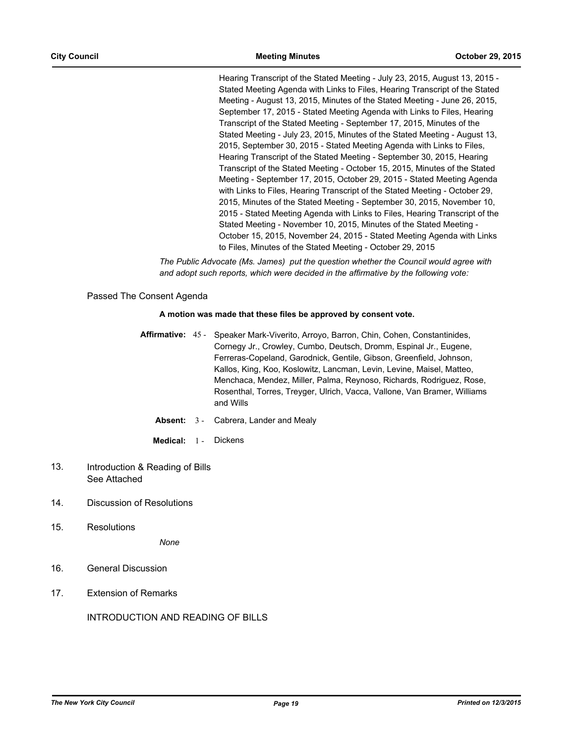Hearing Transcript of the Stated Meeting - July 23, 2015, August 13, 2015 - Stated Meeting Agenda with Links to Files, Hearing Transcript of the Stated Meeting - August 13, 2015, Minutes of the Stated Meeting - June 26, 2015, September 17, 2015 - Stated Meeting Agenda with Links to Files, Hearing Transcript of the Stated Meeting - September 17, 2015, Minutes of the Stated Meeting - July 23, 2015, Minutes of the Stated Meeting - August 13, 2015, September 30, 2015 - Stated Meeting Agenda with Links to Files, Hearing Transcript of the Stated Meeting - September 30, 2015, Hearing Transcript of the Stated Meeting - October 15, 2015, Minutes of the Stated Meeting - September 17, 2015, October 29, 2015 - Stated Meeting Agenda with Links to Files, Hearing Transcript of the Stated Meeting - October 29, 2015, Minutes of the Stated Meeting - September 30, 2015, November 10, 2015 - Stated Meeting Agenda with Links to Files, Hearing Transcript of the Stated Meeting - November 10, 2015, Minutes of the Stated Meeting - October 15, 2015, November 24, 2015 - Stated Meeting Agenda with Links to Files, Minutes of the Stated Meeting - October 29, 2015

*The Public Advocate (Ms. James) put the question whether the Council would agree with and adopt such reports, which were decided in the affirmative by the following vote:*

Passed The Consent Agenda

**A motion was made that these files be approved by consent vote.**

**Affirmative:** 45 - Speaker Mark-Viverito, Arroyo, Barron, Chin, Cohen, Constantinides, Cornegy Jr., Crowley, Cumbo, Deutsch, Dromm, Espinal Jr., Eugene, Ferreras-Copeland, Garodnick, Gentile, Gibson, Greenfield, Johnson, Kallos, King, Koo, Koslowitz, Lancman, Levin, Levine, Maisel, Matteo, Menchaca, Mendez, Miller, Palma, Reynoso, Richards, Rodriguez, Rose, Rosenthal, Torres, Treyger, Ulrich, Vacca, Vallone, Van Bramer, Williams and Wills

**Absent:** 3 - Cabrera, Lander and Mealy

**Medical:** 1 - Dickens

13. Introduction & Reading of Bills
    See Attached

14. Discussion of Resolutions

15. Resolutions

    *None*

16. General Discussion

17. Extension of Remarks

INTRODUCTION AND READING OF BILLS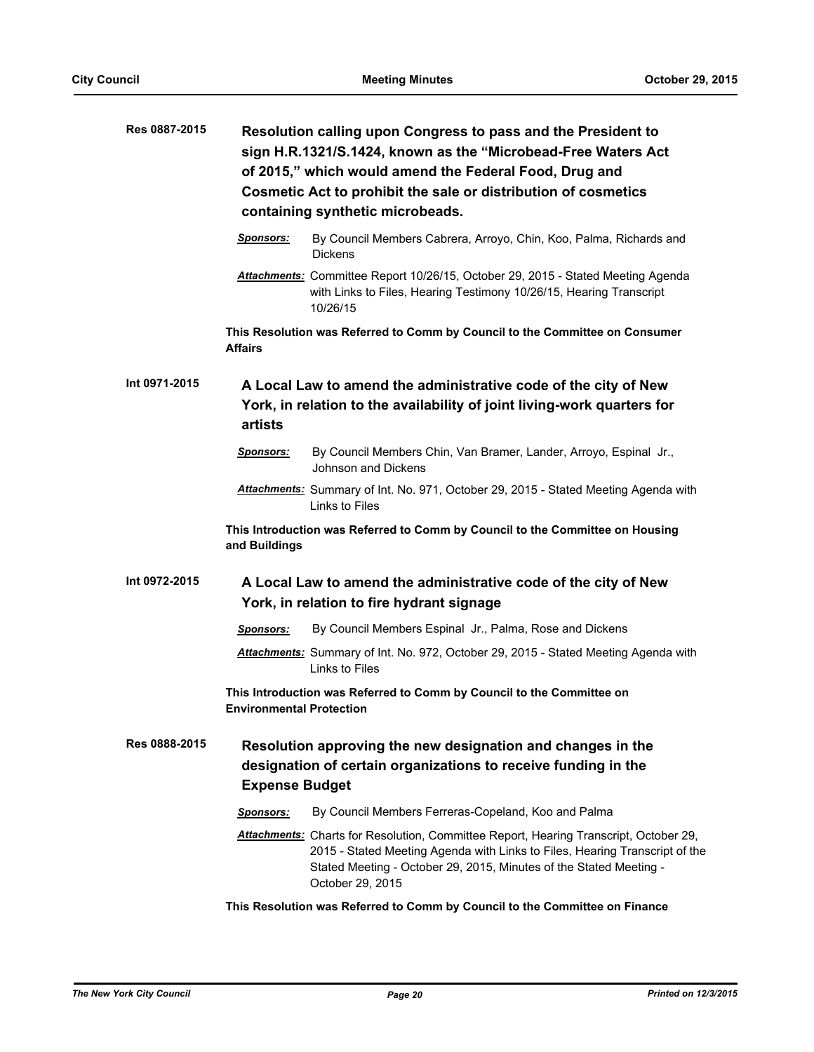**Res 0887-2015**

### Resolution calling upon Congress to pass and the President to sign H.R.1321/S.1424, known as the "Microbead-Free Waters Act of 2015," which would amend the Federal Food, Drug and Cosmetic Act to prohibit the sale or distribution of cosmetics containing synthetic microbeads.

***Sponsors:*** By Council Members Cabrera, Arroyo, Chin, Koo, Palma, Richards and Dickens

***Attachments:*** Committee Report 10/26/15, October 29, 2015 - Stated Meeting Agenda with Links to Files, Hearing Testimony 10/26/15, Hearing Transcript 10/26/15

**This Resolution was Referred to Comm by Council to the Committee on Consumer Affairs**

**Int 0971-2015**

### A Local Law to amend the administrative code of the city of New York, in relation to the availability of joint living-work quarters for artists

***Sponsors:*** By Council Members Chin, Van Bramer, Lander, Arroyo, Espinal Jr., Johnson and Dickens

***Attachments:*** Summary of Int. No. 971, October 29, 2015 - Stated Meeting Agenda with Links to Files

**This Introduction was Referred to Comm by Council to the Committee on Housing and Buildings**

**Int 0972-2015**

### A Local Law to amend the administrative code of the city of New York, in relation to fire hydrant signage

***Sponsors:*** By Council Members Espinal Jr., Palma, Rose and Dickens

***Attachments:*** Summary of Int. No. 972, October 29, 2015 - Stated Meeting Agenda with Links to Files

**This Introduction was Referred to Comm by Council to the Committee on Environmental Protection**

**Res 0888-2015**

### Resolution approving the new designation and changes in the designation of certain organizations to receive funding in the Expense Budget

***Sponsors:*** By Council Members Ferreras-Copeland, Koo and Palma

***Attachments:*** Charts for Resolution, Committee Report, Hearing Transcript, October 29, 2015 - Stated Meeting Agenda with Links to Files, Hearing Transcript of the Stated Meeting - October 29, 2015, Minutes of the Stated Meeting - October 29, 2015

**This Resolution was Referred to Comm by Council to the Committee on Finance**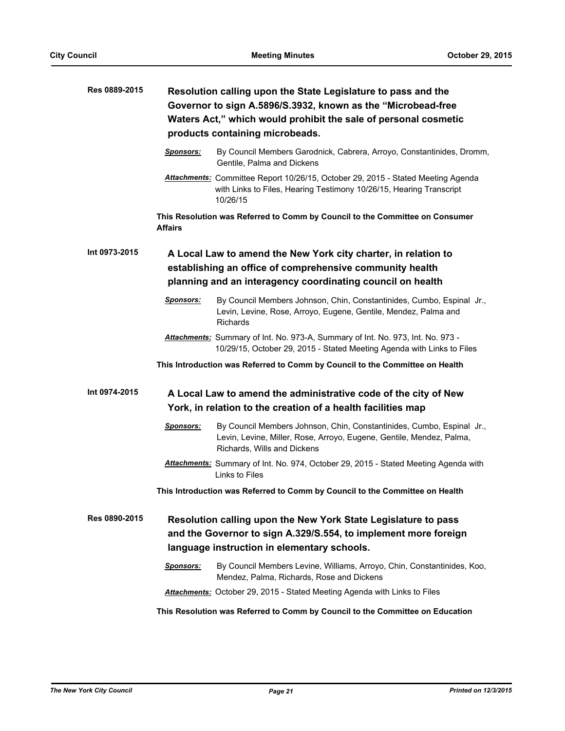**Res 0889-2015** **Resolution calling upon the State Legislature to pass and the Governor to sign A.5896/S.3932, known as the "Microbead-free Waters Act," which would prohibit the sale of personal cosmetic products containing microbeads.**

***Sponsors:*** By Council Members Garodnick, Cabrera, Arroyo, Constantinides, Dromm, Gentile, Palma and Dickens

***Attachments:*** Committee Report 10/26/15, October 29, 2015 - Stated Meeting Agenda with Links to Files, Hearing Testimony 10/26/15, Hearing Transcript 10/26/15

**This Resolution was Referred to Comm by Council to the Committee on Consumer Affairs**

**Int 0973-2015** **A Local Law to amend the New York city charter, in relation to establishing an office of comprehensive community health planning and an interagency coordinating council on health**

***Sponsors:*** By Council Members Johnson, Chin, Constantinides, Cumbo, Espinal Jr., Levin, Levine, Rose, Arroyo, Eugene, Gentile, Mendez, Palma and Richards

***Attachments:*** Summary of Int. No. 973-A, Summary of Int. No. 973, Int. No. 973 - 10/29/15, October 29, 2015 - Stated Meeting Agenda with Links to Files

**This Introduction was Referred to Comm by Council to the Committee on Health**

**Int 0974-2015** **A Local Law to amend the administrative code of the city of New York, in relation to the creation of a health facilities map**

***Sponsors:*** By Council Members Johnson, Chin, Constantinides, Cumbo, Espinal Jr., Levin, Levine, Miller, Rose, Arroyo, Eugene, Gentile, Mendez, Palma, Richards, Wills and Dickens

***Attachments:*** Summary of Int. No. 974, October 29, 2015 - Stated Meeting Agenda with Links to Files

**This Introduction was Referred to Comm by Council to the Committee on Health**

**Res 0890-2015** **Resolution calling upon the New York State Legislature to pass and the Governor to sign A.329/S.554, to implement more foreign language instruction in elementary schools.**

***Sponsors:*** By Council Members Levine, Williams, Arroyo, Chin, Constantinides, Koo, Mendez, Palma, Richards, Rose and Dickens

***Attachments:*** October 29, 2015 - Stated Meeting Agenda with Links to Files

**This Resolution was Referred to Comm by Council to the Committee on Education**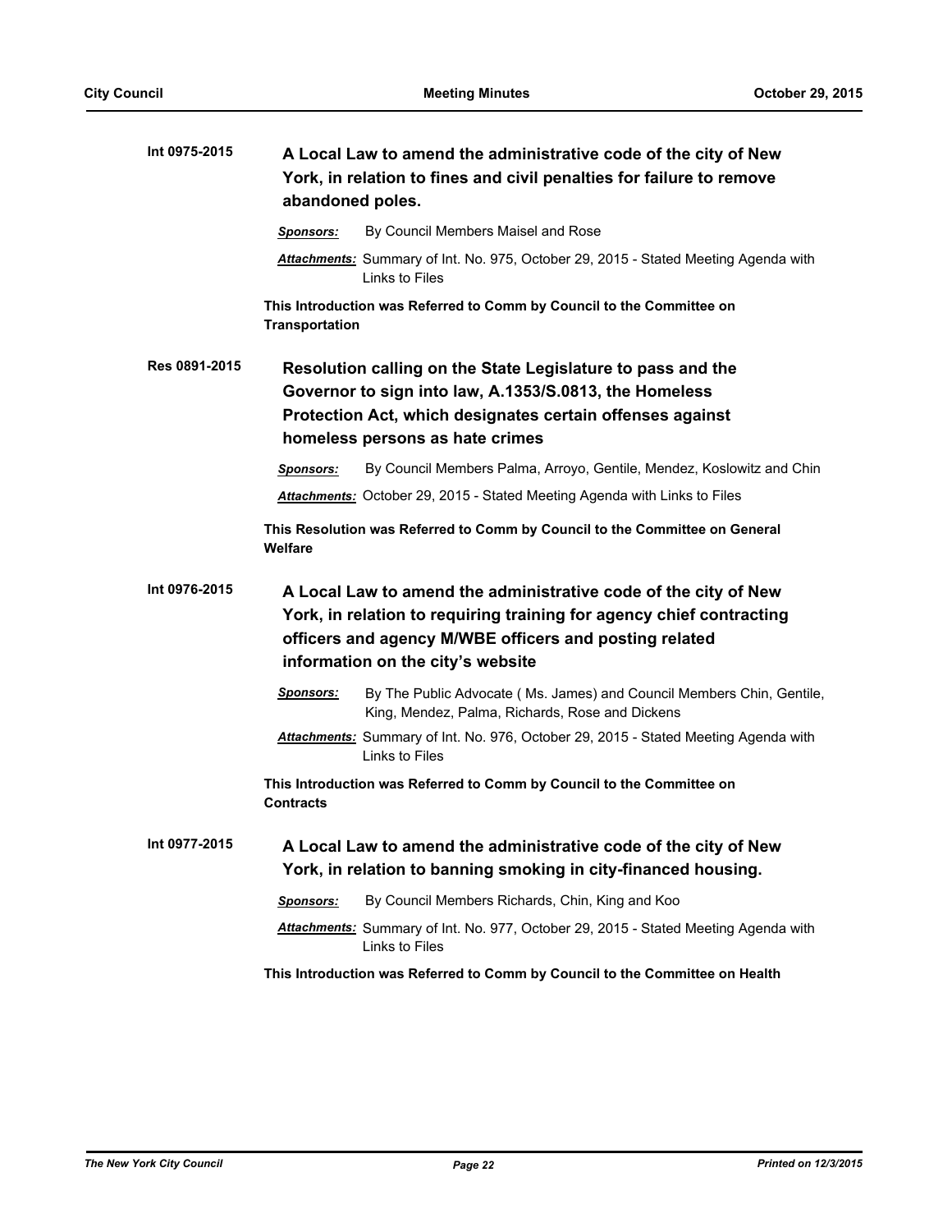**Int 0975-2015** **A Local Law to amend the administrative code of the city of New York, in relation to fines and civil penalties for failure to remove abandoned poles.**

***Sponsors:*** By Council Members Maisel and Rose

***Attachments:*** Summary of Int. No. 975, October 29, 2015 - Stated Meeting Agenda with Links to Files

**This Introduction was Referred to Comm by Council to the Committee on Transportation**

**Res 0891-2015** **Resolution calling on the State Legislature to pass and the Governor to sign into law, A.1353/S.0813, the Homeless Protection Act, which designates certain offenses against homeless persons as hate crimes**

***Sponsors:*** By Council Members Palma, Arroyo, Gentile, Mendez, Koslowitz and Chin

***Attachments:*** October 29, 2015 - Stated Meeting Agenda with Links to Files

**This Resolution was Referred to Comm by Council to the Committee on General Welfare**

**Int 0976-2015** **A Local Law to amend the administrative code of the city of New York, in relation to requiring training for agency chief contracting officers and agency M/WBE officers and posting related information on the city's website**

***Sponsors:*** By The Public Advocate ( Ms. James) and Council Members Chin, Gentile, King, Mendez, Palma, Richards, Rose and Dickens

***Attachments:*** Summary of Int. No. 976, October 29, 2015 - Stated Meeting Agenda with Links to Files

**This Introduction was Referred to Comm by Council to the Committee on Contracts**

**Int 0977-2015** **A Local Law to amend the administrative code of the city of New York, in relation to banning smoking in city-financed housing.**

***Sponsors:*** By Council Members Richards, Chin, King and Koo

***Attachments:*** Summary of Int. No. 977, October 29, 2015 - Stated Meeting Agenda with Links to Files

**This Introduction was Referred to Comm by Council to the Committee on Health**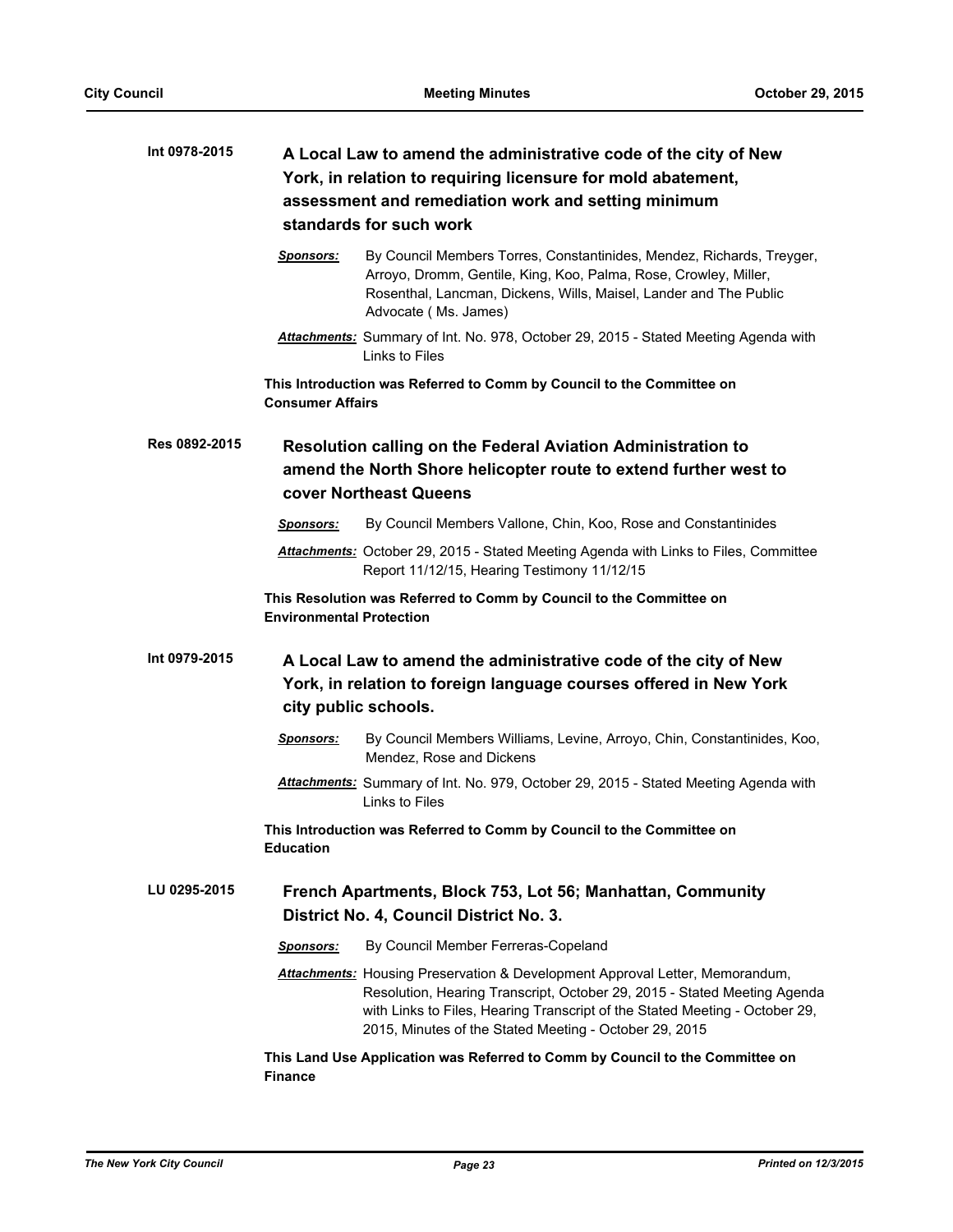**Int 0978-2015** **A Local Law to amend the administrative code of the city of New York, in relation to requiring licensure for mold abatement, assessment and remediation work and setting minimum standards for such work**

***Sponsors:*** By Council Members Torres, Constantinides, Mendez, Richards, Treyger, Arroyo, Dromm, Gentile, King, Koo, Palma, Rose, Crowley, Miller, Rosenthal, Lancman, Dickens, Wills, Maisel, Lander and The Public Advocate ( Ms. James)

***Attachments:*** Summary of Int. No. 978, October 29, 2015 - Stated Meeting Agenda with Links to Files

**This Introduction was Referred to Comm by Council to the Committee on Consumer Affairs**

**Res 0892-2015** **Resolution calling on the Federal Aviation Administration to amend the North Shore helicopter route to extend further west to cover Northeast Queens**

***Sponsors:*** By Council Members Vallone, Chin, Koo, Rose and Constantinides

***Attachments:*** October 29, 2015 - Stated Meeting Agenda with Links to Files, Committee Report 11/12/15, Hearing Testimony 11/12/15

**This Resolution was Referred to Comm by Council to the Committee on Environmental Protection**

**Int 0979-2015** **A Local Law to amend the administrative code of the city of New York, in relation to foreign language courses offered in New York city public schools.**

***Sponsors:*** By Council Members Williams, Levine, Arroyo, Chin, Constantinides, Koo, Mendez, Rose and Dickens

***Attachments:*** Summary of Int. No. 979, October 29, 2015 - Stated Meeting Agenda with Links to Files

**This Introduction was Referred to Comm by Council to the Committee on Education**

**LU 0295-2015** **French Apartments, Block 753, Lot 56; Manhattan, Community District No. 4, Council District No. 3.**

***Sponsors:*** By Council Member Ferreras-Copeland

***Attachments:*** Housing Preservation & Development Approval Letter, Memorandum, Resolution, Hearing Transcript, October 29, 2015 - Stated Meeting Agenda with Links to Files, Hearing Transcript of the Stated Meeting - October 29, 2015, Minutes of the Stated Meeting - October 29, 2015

**This Land Use Application was Referred to Comm by Council to the Committee on Finance**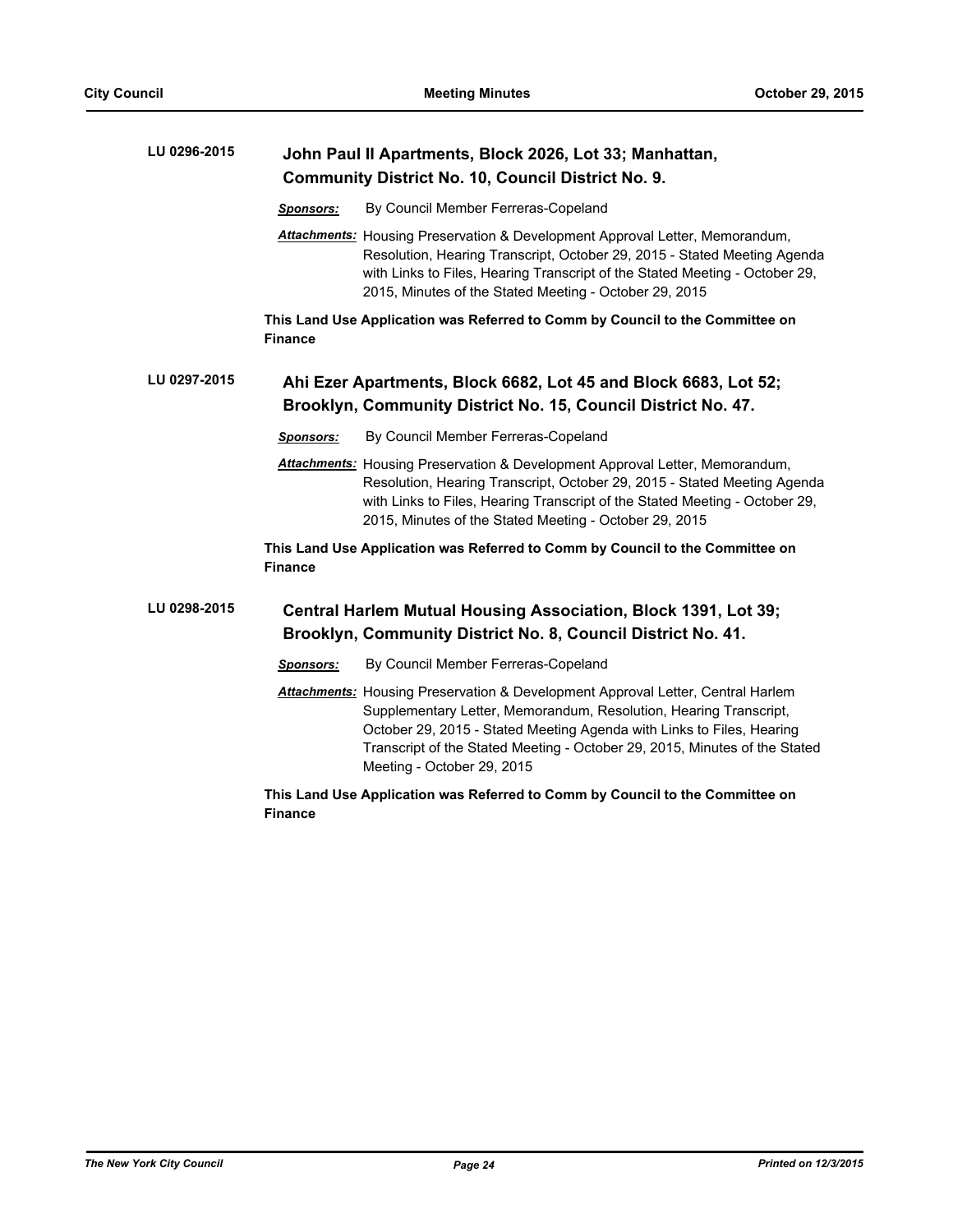**LU 0296-2015** **John Paul II Apartments, Block 2026, Lot 33; Manhattan, Community District No. 10, Council District No. 9.**

***Sponsors:*** By Council Member Ferreras-Copeland

***Attachments:*** Housing Preservation & Development Approval Letter, Memorandum, Resolution, Hearing Transcript, October 29, 2015 - Stated Meeting Agenda with Links to Files, Hearing Transcript of the Stated Meeting - October 29, 2015, Minutes of the Stated Meeting - October 29, 2015

**This Land Use Application was Referred to Comm by Council to the Committee on Finance**

**LU 0297-2015** **Ahi Ezer Apartments, Block 6682, Lot 45 and Block 6683, Lot 52; Brooklyn, Community District No. 15, Council District No. 47.**

***Sponsors:*** By Council Member Ferreras-Copeland

***Attachments:*** Housing Preservation & Development Approval Letter, Memorandum, Resolution, Hearing Transcript, October 29, 2015 - Stated Meeting Agenda with Links to Files, Hearing Transcript of the Stated Meeting - October 29, 2015, Minutes of the Stated Meeting - October 29, 2015

**This Land Use Application was Referred to Comm by Council to the Committee on Finance**

**LU 0298-2015** **Central Harlem Mutual Housing Association, Block 1391, Lot 39; Brooklyn, Community District No. 8, Council District No. 41.**

***Sponsors:*** By Council Member Ferreras-Copeland

***Attachments:*** Housing Preservation & Development Approval Letter, Central Harlem Supplementary Letter, Memorandum, Resolution, Hearing Transcript, October 29, 2015 - Stated Meeting Agenda with Links to Files, Hearing Transcript of the Stated Meeting - October 29, 2015, Minutes of the Stated Meeting - October 29, 2015

**This Land Use Application was Referred to Comm by Council to the Committee on Finance**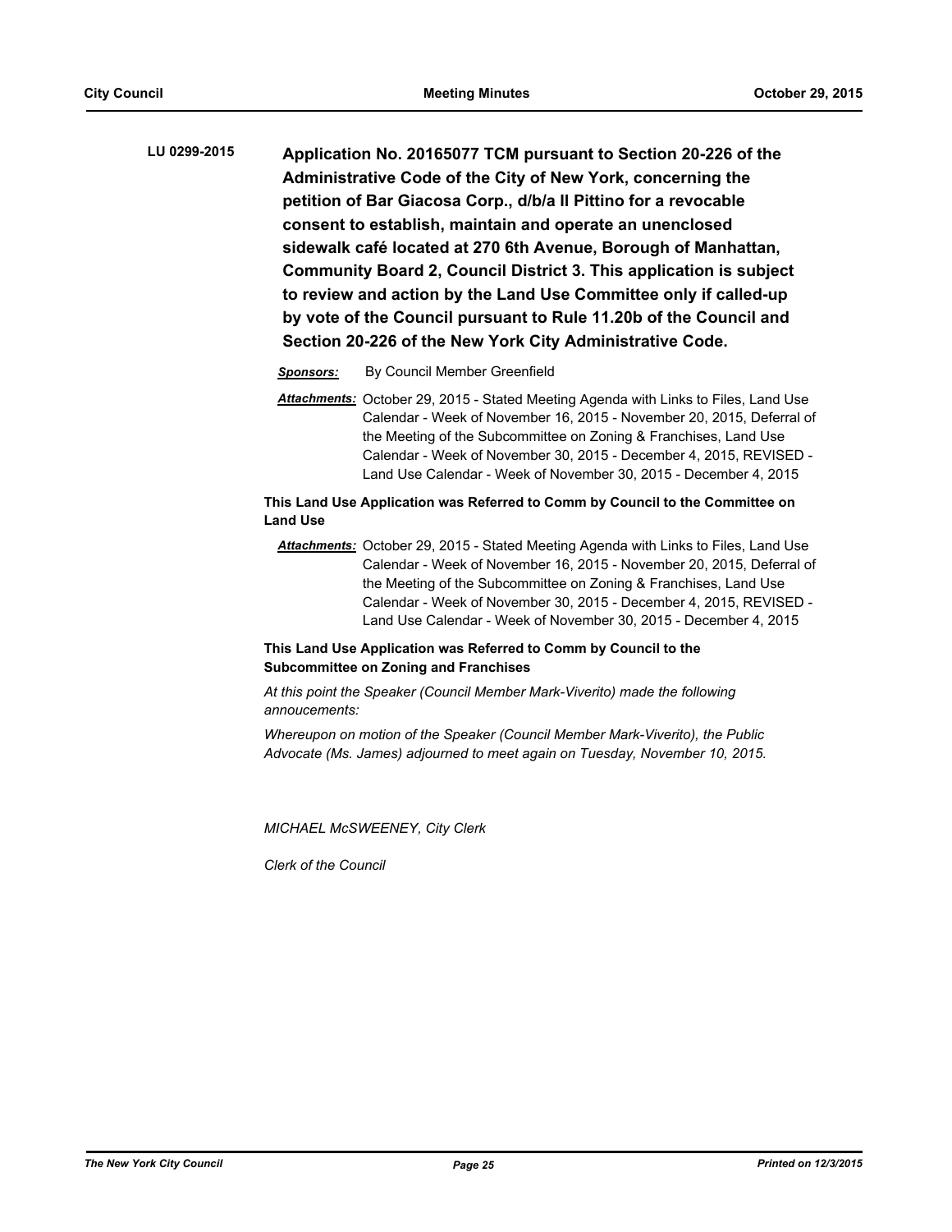**LU 0299-2015** **Application No. 20165077 TCM pursuant to Section 20-226 of the Administrative Code of the City of New York, concerning the petition of Bar Giacosa Corp., d/b/a Il Pittino for a revocable consent to establish, maintain and operate an unenclosed sidewalk café located at 270 6th Avenue, Borough of Manhattan, Community Board 2, Council District 3. This application is subject to review and action by the Land Use Committee only if called-up by vote of the Council pursuant to Rule 11.20b of the Council and Section 20-226 of the New York City Administrative Code.**

***Sponsors:*** By Council Member Greenfield

***Attachments:*** October 29, 2015 - Stated Meeting Agenda with Links to Files, Land Use Calendar - Week of November 16, 2015 - November 20, 2015, Deferral of the Meeting of the Subcommittee on Zoning & Franchises, Land Use Calendar - Week of November 30, 2015 - December 4, 2015, REVISED - Land Use Calendar - Week of November 30, 2015 - December 4, 2015

**This Land Use Application was Referred to Comm by Council to the Committee on Land Use**

***Attachments:*** October 29, 2015 - Stated Meeting Agenda with Links to Files, Land Use Calendar - Week of November 16, 2015 - November 20, 2015, Deferral of the Meeting of the Subcommittee on Zoning & Franchises, Land Use Calendar - Week of November 30, 2015 - December 4, 2015, REVISED - Land Use Calendar - Week of November 30, 2015 - December 4, 2015

**This Land Use Application was Referred to Comm by Council to the Subcommittee on Zoning and Franchises**

*At this point the Speaker (Council Member Mark-Viverito) made the following annoucements:*

*Whereupon on motion of the Speaker (Council Member Mark-Viverito), the Public Advocate (Ms. James) adjourned to meet again on Tuesday, November 10, 2015.*

*MICHAEL McSWEENEY, City Clerk*

*Clerk of the Council*